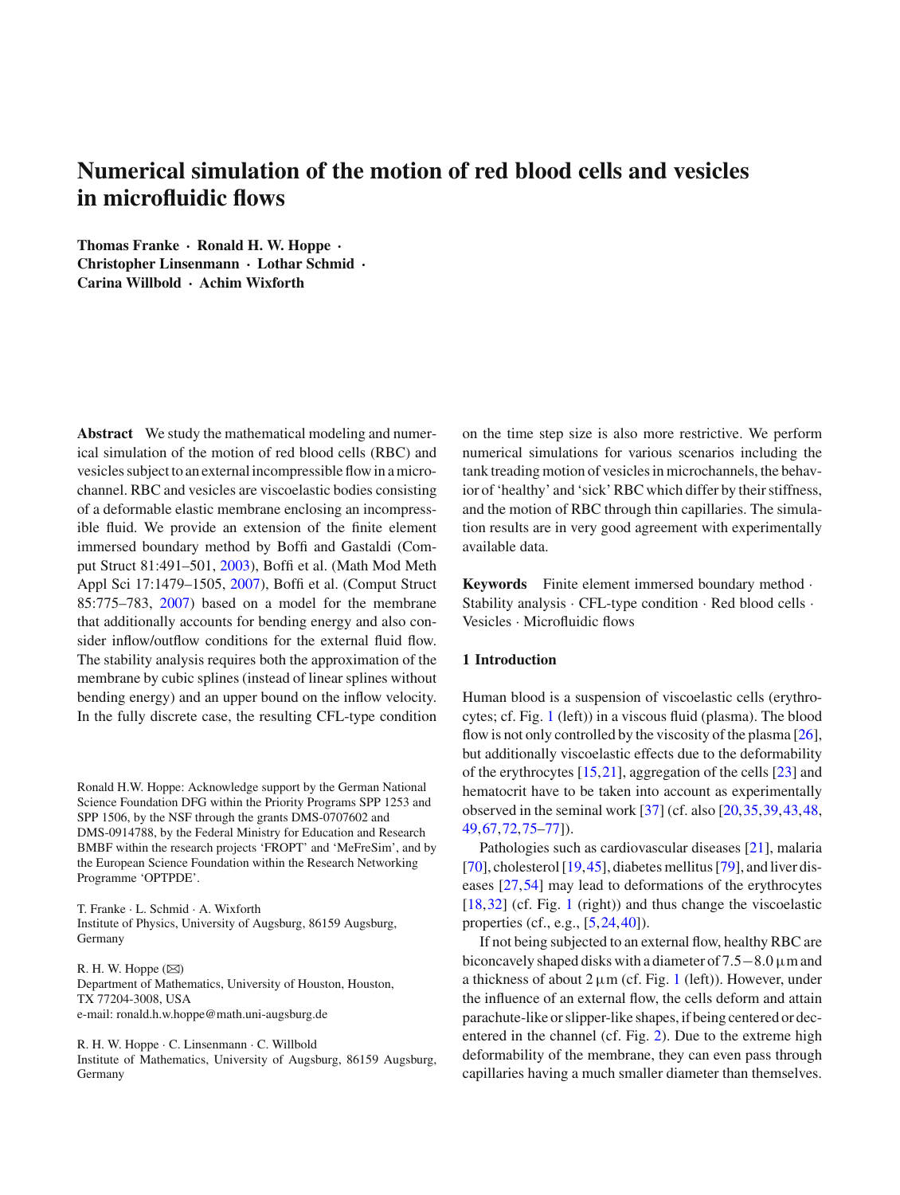# Numerical simulation of the motion of red blood cells and vesicles in microfluidic flows

**Thomas Franke · Ronald H. W. Hoppe · Christopher Linsenmann · Lothar Schmid · Carina Willbold · Achim Wixforth**

**Abstract** We study the mathematical modeling and numerical simulation of the motion of red blood cells (RBC) and vesicles subject to an external incompressible flow in a microchannel. RBC and vesicles are viscoelastic bodies consisting of a deformable elastic membrane enclosing an incompressible fluid. We provide an extension of the finite element immersed boundary method by Boffi and Gastaldi (Comput Struct 81:491–501, 2003), Boffi et al. (Math Mod Meth Appl Sci 17:1479–1505, 2007), Boffi et al. (Comput Struct 85:775–783, 2007) based on a model for the membrane that additionally accounts for bending energy and also consider inflow/outflow conditions for the external fluid flow. The stability analysis requires both the approximation of the membrane by cubic splines (instead of linear splines without bending energy) and an upper bound on the inflow velocity. In the fully discrete case, the resulting CFL-type condition on the time step size is also more restrictive. We perform numerical simulations for various scenarios including the tank treading motion of vesicles in microchannels, the behavior of 'healthy' and 'sick' RBC which differ by their stiffness, and the motion of RBC through thin capillaries. The simulation results are in very good agreement with experimentally available data.

**Keywords** Finite element immersed boundary method · Stability analysis · CFL-type condition · Red blood cells · Vesicles · Microfluidic flows

Ronald H.W. Hoppe: Acknowledge support by the German National Science Foundation DFG within the Priority Programs SPP 1253 and SPP 1506, by the NSF through the grants DMS-0707602 and DMS-0914788, by the Federal Ministry for Education and Research BMBF within the research projects 'FROPT' and 'MeFreSim', and by the European Science Foundation within the Research Networking Programme 'OPTPDE'.

T. Franke · L. Schmid · A. Wixforth
Institute of Physics, University of Augsburg, 86159 Augsburg, Germany

R. H. W. Hoppe (✉)
Department of Mathematics, University of Houston, Houston, TX 77204-3008, USA
e-mail: ronald.h.w.hoppe@math.uni-augsburg.de

R. H. W. Hoppe · C. Linsenmann · C. Willbold
Institute of Mathematics, University of Augsburg, 86159 Augsburg, Germany

## 1 Introduction

Human blood is a suspension of viscoelastic cells (erythrocytes; cf. Fig. 1 (left)) in a viscous fluid (plasma). The blood flow is not only controlled by the viscosity of the plasma [26], but additionally viscoelastic effects due to the deformability of the erythrocytes [15,21], aggregation of the cells [23] and hematocrit have to be taken into account as experimentally observed in the seminal work [37] (cf. also [20,35,39,43,48,49,67,72,75–77]).

Pathologies such as cardiovascular diseases [21], malaria [70], cholesterol [19,45], diabetes mellitus [79], and liver diseases [27,54] may lead to deformations of the erythrocytes [18,32] (cf. Fig. 1 (right)) and thus change the viscoelastic properties (cf., e.g., [5,24,40]).

If not being subjected to an external flow, healthy RBC are biconcavely shaped disks with a diameter of $7.5-8.0\,\mu$m and a thickness of about $2\,\mu$m (cf. Fig. 1 (left)). However, under the influence of an external flow, the cells deform and attain parachute-like or slipper-like shapes, if being centered or decentered in the channel (cf. Fig. 2). Due to the extreme high deformability of the membrane, they can even pass through capillaries having a much smaller diameter than themselves.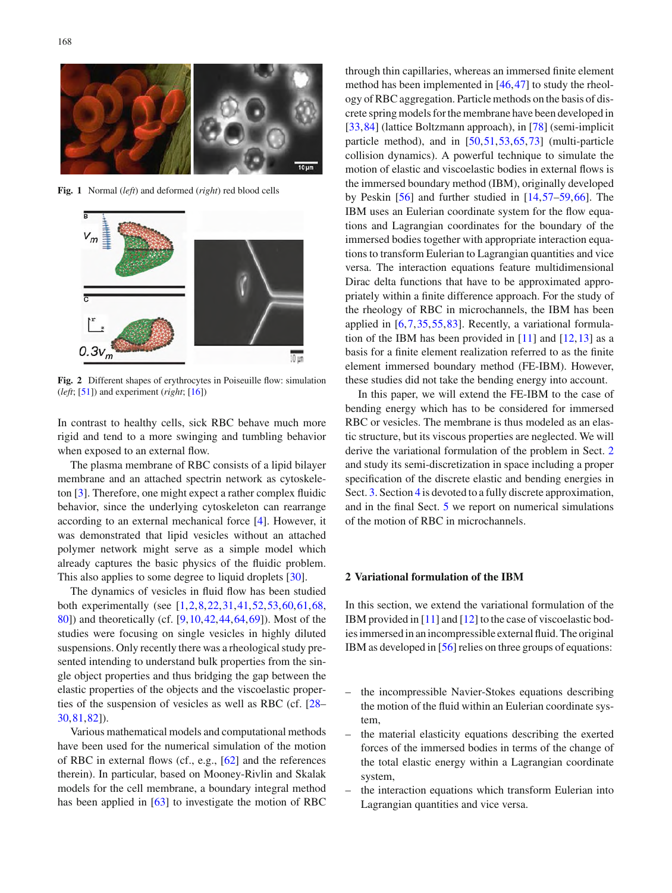Fig. 1 Normal (*left*) and deformed (*right*) red blood cells

Fig. 2 Different shapes of erythrocytes in Poiseuille flow: simulation (*left*; [51]) and experiment (*right*; [16])

In contrast to healthy cells, sick RBC behave much more rigid and tend to a more swinging and tumbling behavior when exposed to an external flow.

The plasma membrane of RBC consists of a lipid bilayer membrane and an attached spectrin network as cytoskeleton [3]. Therefore, one might expect a rather complex fluidic behavior, since the underlying cytoskeleton can rearrange according to an external mechanical force [4]. However, it was demonstrated that lipid vesicles without an attached polymer network might serve as a simple model which already captures the basic physics of the fluidic problem. This also applies to some degree to liquid droplets [30].

The dynamics of vesicles in fluid flow has been studied both experimentally (see [1,2,8,22,31,41,52,53,60,61,68, 80]) and theoretically (cf. [9,10,42,44,64,69]). Most of the studies were focusing on single vesicles in highly diluted suspensions. Only recently there was a rheological study presented intending to understand bulk properties from the single object properties and thus bridging the gap between the elastic properties of the objects and the viscoelastic properties of the suspension of vesicles as well as RBC (cf. [28–30,81,82]).

Various mathematical models and computational methods have been used for the numerical simulation of the motion of RBC in external flows (cf., e.g., [62] and the references therein). In particular, based on Mooney-Rivlin and Skalak models for the cell membrane, a boundary integral method has been applied in [63] to investigate the motion of RBC through thin capillaries, whereas an immersed finite element method has been implemented in [46,47] to study the rheology of RBC aggregation. Particle methods on the basis of discrete spring models for the membrane have been developed in [33,84] (lattice Boltzmann approach), in [78] (semi-implicit particle method), and in [50,51,53,65,73] (multi-particle collision dynamics). A powerful technique to simulate the motion of elastic and viscoelastic bodies in external flows is the immersed boundary method (IBM), originally developed by Peskin [56] and further studied in [14,57–59,66]. The IBM uses an Eulerian coordinate system for the flow equations and Lagrangian coordinates for the boundary of the immersed bodies together with appropriate interaction equations to transform Eulerian to Lagrangian quantities and vice versa. The interaction equations feature multidimensional Dirac delta functions that have to be approximated appropriately within a finite difference approach. For the study of the rheology of RBC in microchannels, the IBM has been applied in [6,7,35,55,83]. Recently, a variational formulation of the IBM has been provided in [11] and [12,13] as a basis for a finite element realization referred to as the finite element immersed boundary method (FE-IBM). However, these studies did not take the bending energy into account.

In this paper, we will extend the FE-IBM to the case of bending energy which has to be considered for immersed RBC or vesicles. The membrane is thus modeled as an elastic structure, but its viscous properties are neglected. We will derive the variational formulation of the problem in Sect. 2 and study its semi-discretization in space including a proper specification of the discrete elastic and bending energies in Sect. 3. Section 4 is devoted to a fully discrete approximation, and in the final Sect. 5 we report on numerical simulations of the motion of RBC in microchannels.

## 2 Variational formulation of the IBM

In this section, we extend the variational formulation of the IBM provided in [11] and [12] to the case of viscoelastic bodies immersed in an incompressible external fluid. The original IBM as developed in [56] relies on three groups of equations:

- the incompressible Navier-Stokes equations describing the motion of the fluid within an Eulerian coordinate system,
- the material elasticity equations describing the exerted forces of the immersed bodies in terms of the change of the total elastic energy within a Lagrangian coordinate system,
- the interaction equations which transform Eulerian into Lagrangian quantities and vice versa.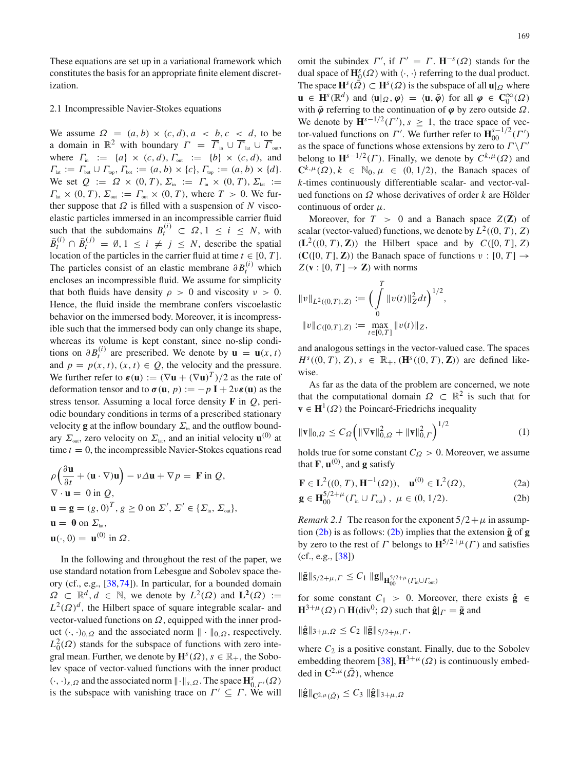These equations are set up in a variational framework which constitutes the basis for an appropriate finite element discretization.

### 2.1 Incompressible Navier-Stokes equations

We assume $\Omega = (a,b) \times (c,d), a < b, c < d$, to be a domain in $\mathbb{R}^2$ with boundary $\Gamma = \overline{\Gamma}_{\text{in}} \cup \overline{\Gamma}_{\text{lat}} \cup \overline{\Gamma}_{\text{out}}$, where $\Gamma_{\text{in}} := \{a\} \times (c,d), \Gamma_{\text{out}} := \{b\} \times (c,d)$, and $\Gamma_{\text{lat}} := \Gamma_{\text{bot}} \cup \Gamma_{\text{top}}, \Gamma_{\text{bot}} := (a,b) \times \{c\}, \Gamma_{\text{top}} := (a,b) \times \{d\}$. We set $Q := \Omega \times (0,T), \Sigma_{\text{in}} := \Gamma_{\text{in}} \times (0,T), \Sigma_{\text{lat}} := \Gamma_{\text{lat}} \times (0,T), \Sigma_{\text{out}} := \Gamma_{\text{out}} \times (0,T)$, where $T > 0$. We further suppose that $\Omega$ is filled with a suspension of $N$ viscoelastic particles immersed in an incompressible carrier fluid such that the subdomains $B_t^{(i)} \subset \Omega, 1 \leq i \leq N$, with $\bar{B}_t^{(i)} \cap \bar{B}_t^{(j)} = \emptyset, 1 \leq i \neq j \leq N$, describe the spatial location of the particles in the carrier fluid at time $t \in [0,T]$. The particles consist of an elastic membrane $\partial B_t^{(i)}$ which encloses an incompressible fluid. We assume for simplicity that both fluids have density $\rho > 0$ and viscosity $\nu > 0$. Hence, the fluid inside the membrane confers viscoelastic behavior on the immersed body. Moreover, it is incompressible such that the immersed body can only change its shape, whereas its volume is kept constant, since no-slip conditions on $\partial B_t^{(i)}$ are prescribed. We denote by $\mathbf{u} = \mathbf{u}(x,t)$ and $p = p(x,t), (x,t) \in Q$, the velocity and the pressure. We further refer to $\boldsymbol{\varepsilon}(\mathbf{u}) := (\nabla \mathbf{u} + (\nabla \mathbf{u})^T)/2$ as the rate of deformation tensor and to $\boldsymbol{\sigma}(\mathbf{u}, p) := -p\,\mathbf{I} + 2\nu\boldsymbol{\varepsilon}(\mathbf{u})$ as the stress tensor. Assuming a local force density $\mathbf{F}$ in $Q$, periodic boundary conditions in terms of a prescribed stationary velocity $\mathbf{g}$ at the inflow boundary $\Sigma_{\text{in}}$ and the outflow boundary $\Sigma_{\text{out}}$, zero velocity on $\Sigma_{\text{lat}}$, and an initial velocity $\mathbf{u}^{(0)}$ at time $t = 0$, the incompressible Navier-Stokes equations read

$$
\begin{aligned}
&\rho\Big(\frac{\partial \mathbf{u}}{\partial t} + (\mathbf{u}\cdot\nabla)\mathbf{u}\Big) - \nu\Delta\mathbf{u} + \nabla p = \mathbf{F} \text{ in } Q,\\
&\nabla\cdot\mathbf{u} = 0 \text{ in } Q,\\
&\mathbf{u} = \mathbf{g} = (g,0)^T,\ g \geq 0 \text{ on } \Sigma',\ \Sigma' \in \{\Sigma_{\text{in}}, \Sigma_{\text{out}}\},\\
&\mathbf{u} = \mathbf{0} \text{ on } \Sigma_{\text{lat}},\\
&\mathbf{u}(\cdot,0) = \mathbf{u}^{(0)} \text{ in } \Omega.
\end{aligned}
$$

In the following and throughout the rest of the paper, we use standard notation from Lebesgue and Sobolev space theory (cf., e.g., [38,74]). In particular, for a bounded domain $\Omega \subset \mathbb{R}^d, d \in \mathbb{N}$, we denote by $L^2(\Omega)$ and $\mathbf{L}^2(\Omega) := L^2(\Omega)^d$, the Hilbert space of square integrable scalar- and vector-valued functions on $\Omega$, equipped with the inner product $(\cdot,\cdot)_{0,\Omega}$ and the associated norm $\|\cdot\|_{0,\Omega}$, respectively. $L_0^2(\Omega)$ stands for the subspace of functions with zero integral mean. Further, we denote by $\mathbf{H}^s(\Omega), s \in \mathbb{R}_+$, the Sobolev space of vector-valued functions with the inner product $(\cdot,\cdot)_{s,\Omega}$ and the associated norm $\|\cdot\|_{s,\Omega}$. The space $\mathbf{H}^s_{0,\Gamma'}(\Omega)$ is the subspace with vanishing trace on $\Gamma' \subseteq \Gamma$. We will omit the subindex $\Gamma'$, if $\Gamma' = \Gamma$. $\mathbf{H}^{-s}(\Omega)$ stands for the dual space of $\mathbf{H}^s_0(\Omega)$ with $\langle\cdot,\cdot\rangle$ referring to the dual product. The space $\mathbf{H}^s(\bar{\Omega}) \subset \mathbf{H}^s(\Omega)$ is the subspace of all $\mathbf{u}|_\Omega$ where $\mathbf{u} \in \mathbf{H}^s(\mathbb{R}^d)$ and $\langle\mathbf{u}|_\Omega, \boldsymbol{\varphi}\rangle = \langle\mathbf{u}, \tilde{\boldsymbol{\varphi}}\rangle$ for all $\boldsymbol{\varphi} \in \mathbf{C}_0^\infty(\Omega)$ with $\tilde{\boldsymbol{\varphi}}$ referring to the continuation of $\boldsymbol{\varphi}$ by zero outside $\Omega$. We denote by $\mathbf{H}^{s-1/2}(\Gamma'), s \geq 1$, the trace space of vector-valued functions on $\Gamma'$. We further refer to $\mathbf{H}_{00}^{s-1/2}(\Gamma')$ as the space of functions whose extensions by zero to $\Gamma\backslash\Gamma'$ belong to $\mathbf{H}^{s-1/2}(\Gamma)$. Finally, we denote by $C^{k,\mu}(\Omega)$ and $\mathbf{C}^{k,\mu}(\Omega), k \in \mathbb{N}_0, \mu \in (0,1/2)$, the Banach spaces of $k$-times continuously differentiable scalar- and vector-valued functions on $\Omega$ whose derivatives of order $k$ are Hölder continuous of order $\mu$.

Moreover, for $T > 0$ and a Banach space $Z(\mathbf{Z})$ of scalar (vector-valued) functions, we denote by $L^2((0,T),Z)$ ($\mathbf{L}^2((0,T),\mathbf{Z})$) the Hilbert space and by $C([0,T],Z)$ ($\mathbf{C}([0,T],\mathbf{Z})$) the Banach space of functions $v : [0,T] \to Z(\mathbf{v} : [0,T] \to \mathbf{Z})$ with norms

$$
\|v\|_{L^2((0,T),Z)} := \Big(\int_0^T \|v(t)\|_Z^2 dt\Big)^{1/2},
$$

$$
\|v\|_{C([0,T],Z)} := \max_{t\in[0,T]} \|v(t)\|_Z,
$$

and analogous settings in the vector-valued case. The spaces $H^s((0,T),Z), s \in \mathbb{R}_+, (\mathbf{H}^s((0,T),\mathbf{Z}))$ are defined likewise.

As far as the data of the problem are concerned, we note that the computational domain $\Omega \subset \mathbb{R}^2$ is such that for $\mathbf{v} \in \mathbf{H}^1(\Omega)$ the Poincaré-Friedrichs inequality

$$
\|\mathbf{v}\|_{0,\Omega} \leq C_\Omega\Big(\|\nabla\mathbf{v}\|_{0,\Omega}^2 + \|\mathbf{v}\|_{0,\Gamma}^2\Big)^{1/2} \tag{1}
$$

holds true for some constant $C_\Omega > 0$. Moreover, we assume that $\mathbf{F}, \mathbf{u}^{(0)}$, and $\mathbf{g}$ satisfy

$$
\mathbf{F} \in \mathbf{L}^2((0,T),\mathbf{H}^{-1}(\Omega)), \quad \mathbf{u}^{(0)} \in \mathbf{L}^2(\Omega), \tag{2a}
$$

$$
\mathbf{g} \in \mathbf{H}_{00}^{5/2+\mu}(\Gamma_{\text{in}} \cup \Gamma_{\text{out}}),\ \mu \in (0,1/2). \tag{2b}
$$

*Remark 2.1* The reason for the exponent $5/2+\mu$ in assumption (2b) is as follows: (2b) implies that the extension $\tilde{\mathbf{g}}$ of $\mathbf{g}$ by zero to the rest of $\Gamma$ belongs to $\mathbf{H}^{5/2+\mu}(\Gamma)$ and satisfies (cf., e.g., [38])

$$
\|\tilde{\mathbf{g}}\|_{5/2+\mu,\Gamma} \leq C_1\,\|\mathbf{g}\|_{\mathbf{H}_{00}^{5/2+\mu}(\Gamma_{\text{in}}\cup\Gamma_{\text{out}})}
$$

for some constant $C_1 > 0$. Moreover, there exists $\hat{\mathbf{g}} \in \mathbf{H}^{3+\mu}(\Omega) \cap \mathbf{H}(\text{div}^0;\Omega)$ such that $\hat{\mathbf{g}}|_\Gamma = \tilde{\mathbf{g}}$ and

$$
\|\hat{\mathbf{g}}\|_{3+\mu,\Omega} \leq C_2\,\|\tilde{\mathbf{g}}\|_{5/2+\mu,\Gamma},
$$

where $C_2$ is a positive constant. Finally, due to the Sobolev embedding theorem [38], $\mathbf{H}^{3+\mu}(\Omega)$ is continuously embedded in $\mathbf{C}^{2,\mu}(\bar{\Omega})$, whence

$$
\|\hat{\mathbf{g}}\|_{\mathbf{C}^{2,\mu}(\bar{\Omega})} \leq C_3\,\|\hat{\mathbf{g}}\|_{3+\mu,\Omega}
$$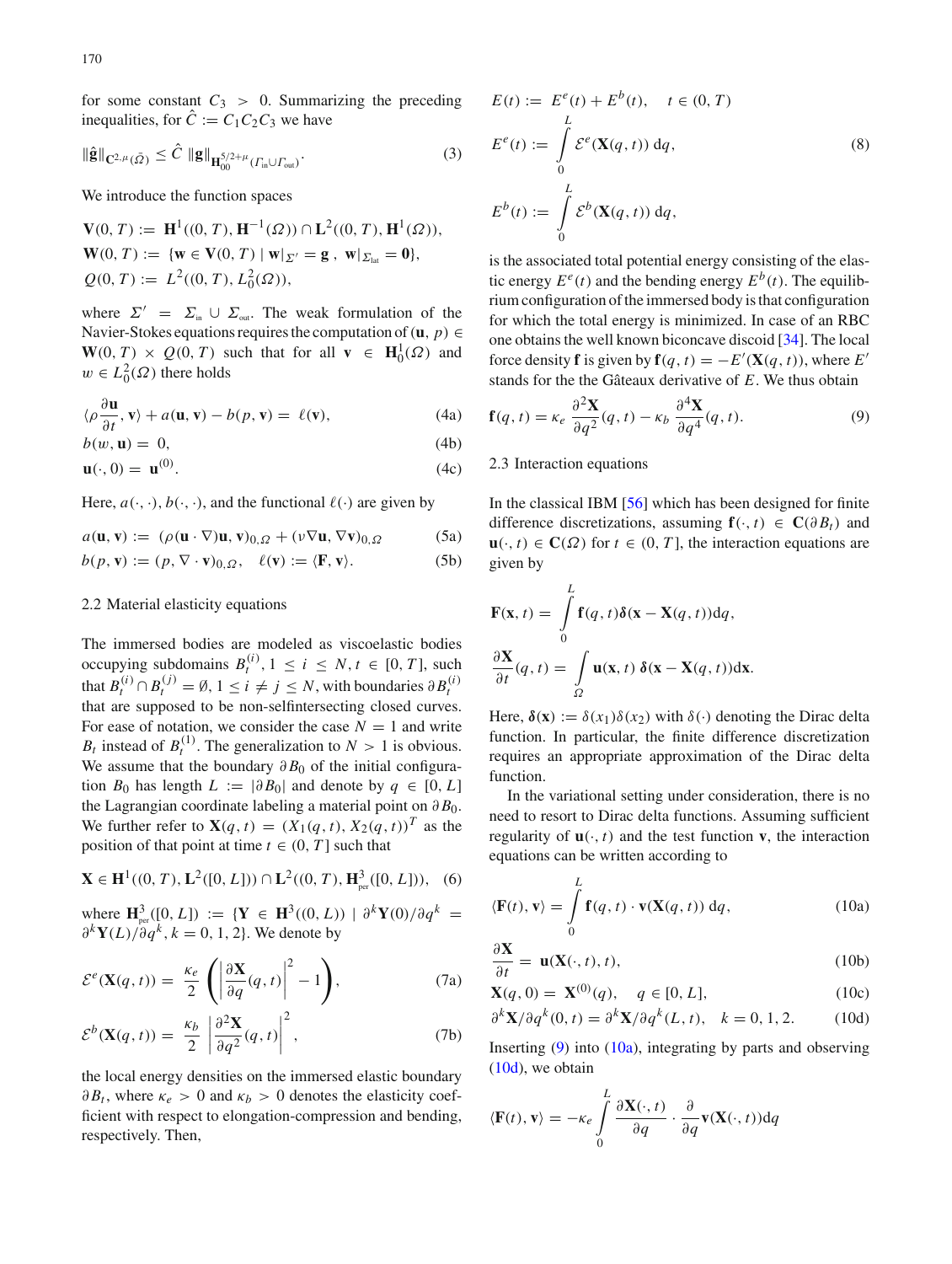for some constant $C_3 > 0$. Summarizing the preceding inequalities, for $\hat{C} := C_1 C_2 C_3$ we have

$$\|\hat{\mathbf{g}}\|_{\mathbf{C}^{2,\mu}(\bar{\Omega})} \le \hat{C} \, \|\mathbf{g}\|_{\mathbf{H}_{00}^{5/2+\mu}(\Gamma_{\text{in}} \cup \Gamma_{\text{out}})}. \tag{3}$$

We introduce the function spaces

$$\mathbf{V}(0,T) := \mathbf{H}^1((0,T), \mathbf{H}^{-1}(\Omega)) \cap \mathbf{L}^2((0,T), \mathbf{H}^1(\Omega)),$$
$$\mathbf{W}(0,T) := \{\mathbf{w} \in \mathbf{V}(0,T) \mid \mathbf{w}|_{\Sigma'} = \mathbf{g}\,,\ \mathbf{w}|_{\Sigma_{\text{lat}}} = \mathbf{0}\},$$
$$Q(0,T) := L^2((0,T), L_0^2(\Omega)),$$

where $\Sigma' = \Sigma_{\text{in}} \cup \Sigma_{\text{out}}$. The weak formulation of the Navier-Stokes equations requires the computation of $(\mathbf{u}, p) \in \mathbf{W}(0,T) \times Q(0,T)$ such that for all $\mathbf{v} \in \mathbf{H}_0^1(\Omega)$ and $w \in L_0^2(\Omega)$ there holds

$$\langle \rho \frac{\partial \mathbf{u}}{\partial t}, \mathbf{v} \rangle + a(\mathbf{u}, \mathbf{v}) - b(p, \mathbf{v}) = \ell(\mathbf{v}), \tag{4a}$$
$$b(w, \mathbf{u}) = 0, \tag{4b}$$
$$\mathbf{u}(\cdot, 0) = \mathbf{u}^{(0)}. \tag{4c}$$

Here, $a(\cdot,\cdot)$, $b(\cdot,\cdot)$, and the functional $\ell(\cdot)$ are given by

$$a(\mathbf{u}, \mathbf{v}) := (\rho(\mathbf{u} \cdot \nabla)\mathbf{u}, \mathbf{v})_{0,\Omega} + (\nu \nabla \mathbf{u}, \nabla \mathbf{v})_{0,\Omega} \tag{5a}$$
$$b(p, \mathbf{v}) := (p, \nabla \cdot \mathbf{v})_{0,\Omega}, \quad \ell(\mathbf{v}) := \langle \mathbf{F}, \mathbf{v} \rangle. \tag{5b}$$

### 2.2 Material elasticity equations

The immersed bodies are modeled as viscoelastic bodies occupying subdomains $B_t^{(i)}$, $1 \le i \le N$, $t \in [0,T]$, such that $B_t^{(i)} \cap B_t^{(j)} = \emptyset$, $1 \le i \ne j \le N$, with boundaries $\partial B_t^{(i)}$ that are supposed to be non-selfintersecting closed curves. For ease of notation, we consider the case $N = 1$ and write $B_t$ instead of $B_t^{(1)}$. The generalization to $N > 1$ is obvious. We assume that the boundary $\partial B_0$ of the initial configuration $B_0$ has length $L := |\partial B_0|$ and denote by $q \in [0, L]$ the Lagrangian coordinate labeling a material point on $\partial B_0$. We further refer to $\mathbf{X}(q,t) = (X_1(q,t), X_2(q,t))^T$ as the position of that point at time $t \in (0,T]$ such that

$$\mathbf{X} \in \mathbf{H}^1((0,T), \mathbf{L}^2([0,L])) \cap \mathbf{L}^2((0,T), \mathbf{H}^3_{\text{per}}([0,L])), \tag{6}$$

where $\mathbf{H}^3_{\text{per}}([0,L]) := \{\mathbf{Y} \in \mathbf{H}^3((0,L)) \mid \partial^k \mathbf{Y}(0)/\partial q^k = \partial^k \mathbf{Y}(L)/\partial q^k, k = 0,1,2\}$. We denote by

$$\mathcal{E}^e(\mathbf{X}(q,t)) = \frac{\kappa_e}{2} \left( \left| \frac{\partial \mathbf{X}}{\partial q}(q,t) \right|^2 - 1 \right), \tag{7a}$$
$$\mathcal{E}^b(\mathbf{X}(q,t)) = \frac{\kappa_b}{2} \left| \frac{\partial^2 \mathbf{X}}{\partial q^2}(q,t) \right|^2, \tag{7b}$$

the local energy densities on the immersed elastic boundary $\partial B_t$, where $\kappa_e > 0$ and $\kappa_b > 0$ denotes the elasticity coefficient with respect to elongation-compression and bending, respectively. Then,

$$E(t) := E^e(t) + E^b(t), \quad t \in (0,T)$$
$$E^e(t) := \int_0^L \mathcal{E}^e(\mathbf{X}(q,t))\, \mathrm{d}q, \tag{8}$$
$$E^b(t) := \int_0^L \mathcal{E}^b(\mathbf{X}(q,t))\, \mathrm{d}q,$$

is the associated total potential energy consisting of the elastic energy $E^e(t)$ and the bending energy $E^b(t)$. The equilibrium configuration of the immersed body is that configuration for which the total energy is minimized. In case of an RBC one obtains the well known biconcave discoid [34]. The local force density $\mathbf{f}$ is given by $\mathbf{f}(q,t) = -E'(\mathbf{X}(q,t))$, where $E'$ stands for the the Gâteaux derivative of $E$. We thus obtain

$$\mathbf{f}(q,t) = \kappa_e \frac{\partial^2 \mathbf{X}}{\partial q^2}(q,t) - \kappa_b \frac{\partial^4 \mathbf{X}}{\partial q^4}(q,t). \tag{9}$$

### 2.3 Interaction equations

In the classical IBM [56] which has been designed for finite difference discretizations, assuming $\mathbf{f}(\cdot,t) \in \mathbf{C}(\partial B_t)$ and $\mathbf{u}(\cdot,t) \in \mathbf{C}(\Omega)$ for $t \in (0,T]$, the interaction equations are given by

$$\mathbf{F}(\mathbf{x},t) = \int_0^L \mathbf{f}(q,t) \boldsymbol{\delta}(\mathbf{x} - \mathbf{X}(q,t)) \mathrm{d}q,$$
$$\frac{\partial \mathbf{X}}{\partial t}(q,t) = \int_\Omega \mathbf{u}(\mathbf{x},t)\, \boldsymbol{\delta}(\mathbf{x} - \mathbf{X}(q,t)) \mathrm{d}\mathbf{x}.$$

Here, $\boldsymbol{\delta}(\mathbf{x}) := \delta(x_1)\delta(x_2)$ with $\delta(\cdot)$ denoting the Dirac delta function. In particular, the finite difference discretization requires an appropriate approximation of the Dirac delta function.

In the variational setting under consideration, there is no need to resort to Dirac delta functions. Assuming sufficient regularity of $\mathbf{u}(\cdot,t)$ and the test function $\mathbf{v}$, the interaction equations can be written according to

$$\langle \mathbf{F}(t), \mathbf{v} \rangle = \int_0^L \mathbf{f}(q,t) \cdot \mathbf{v}(\mathbf{X}(q,t))\, \mathrm{d}q, \tag{10a}$$
$$\frac{\partial \mathbf{X}}{\partial t} = \mathbf{u}(\mathbf{X}(\cdot,t),t), \tag{10b}$$
$$\mathbf{X}(q,0) = \mathbf{X}^{(0)}(q), \quad q \in [0,L], \tag{10c}$$
$$\partial^k \mathbf{X}/\partial q^k(0,t) = \partial^k \mathbf{X}/\partial q^k(L,t), \quad k = 0,1,2. \tag{10d}$$

Inserting (9) into (10a), integrating by parts and observing (10d), we obtain

$$\langle \mathbf{F}(t), \mathbf{v} \rangle = -\kappa_e \int_0^L \frac{\partial \mathbf{X}(\cdot,t)}{\partial q} \cdot \frac{\partial}{\partial q} \mathbf{v}(\mathbf{X}(\cdot,t)) \mathrm{d}q$$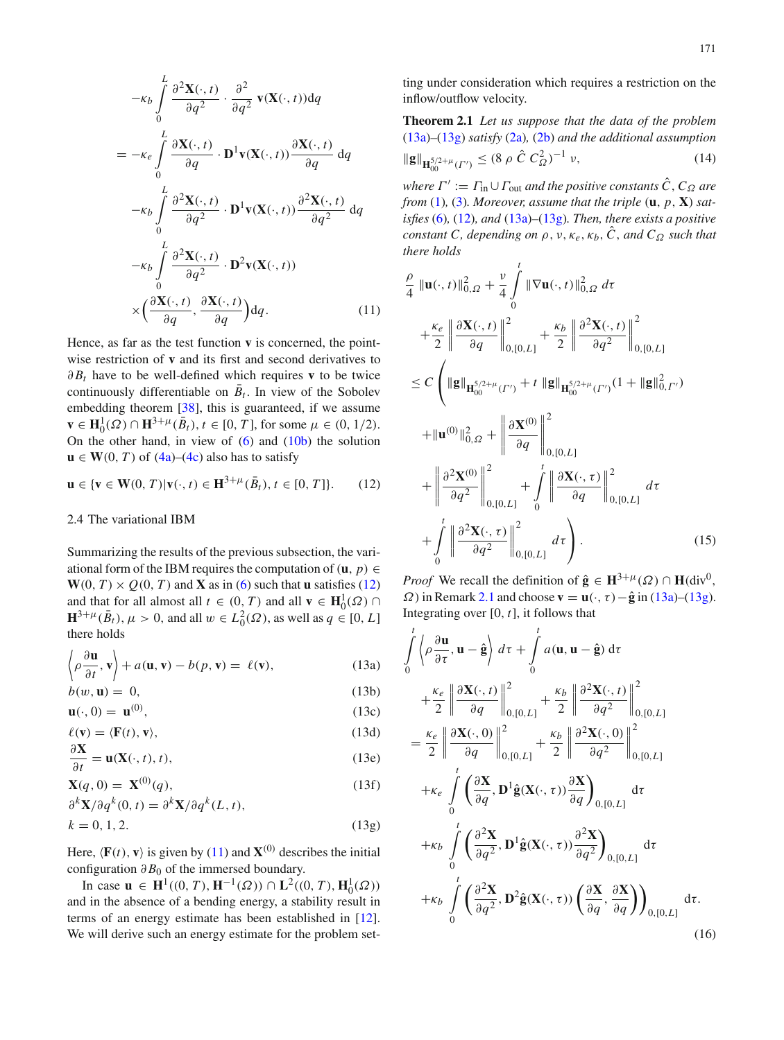$$
\begin{aligned}
&-\kappa_b \int_0^L \frac{\partial^2 \mathbf{X}(\cdot,t)}{\partial q^2} \cdot \frac{\partial^2}{\partial q^2}\, \mathbf{v}(\mathbf{X}(\cdot,t))\mathrm{d}q \\
&= -\kappa_e \int_0^L \frac{\partial \mathbf{X}(\cdot,t)}{\partial q} \cdot \mathbf{D}^1\mathbf{v}(\mathbf{X}(\cdot,t))\frac{\partial \mathbf{X}(\cdot,t)}{\partial q}\, \mathrm{d}q \\
&\quad -\kappa_b \int_0^L \frac{\partial^2 \mathbf{X}(\cdot,t)}{\partial q^2} \cdot \mathbf{D}^1\mathbf{v}(\mathbf{X}(\cdot,t))\frac{\partial^2 \mathbf{X}(\cdot,t)}{\partial q^2}\, \mathrm{d}q \\
&\quad -\kappa_b \int_0^L \frac{\partial^2 \mathbf{X}(\cdot,t)}{\partial q^2} \cdot \mathbf{D}^2\mathbf{v}(\mathbf{X}(\cdot,t)) \\
&\quad \times \Big(\frac{\partial \mathbf{X}(\cdot,t)}{\partial q}, \frac{\partial \mathbf{X}(\cdot,t)}{\partial q}\Big)\mathrm{d}q. \qquad (11)
\end{aligned}
$$

Hence, as far as the test function $\mathbf{v}$ is concerned, the pointwise restriction of $\mathbf{v}$ and its first and second derivatives to $\partial B_t$ have to be well-defined which requires $\mathbf{v}$ to be twice continuously differentiable on $\bar{B}_t$. In view of the Sobolev embedding theorem [38], this is guaranteed, if we assume $\mathbf{v} \in \mathbf{H}_0^1(\Omega) \cap \mathbf{H}^{3+\mu}(\bar{B}_t)$, $t \in [0, T]$, for some $\mu \in (0, 1/2)$. On the other hand, in view of (6) and (10b) the solution $\mathbf{u} \in \mathbf{W}(0, T)$ of (4a)–(4c) also has to satisfy

$$
\mathbf{u} \in \{\mathbf{v} \in \mathbf{W}(0, T) | \mathbf{v}(\cdot, t) \in \mathbf{H}^{3+\mu}(\bar{B}_t), t \in [0, T]\}. \qquad (12)
$$

### 2.4 The variational IBM

Summarizing the results of the previous subsection, the variational form of the IBM requires the computation of $(\mathbf{u}, p) \in \mathbf{W}(0, T) \times Q(0, T)$ and $\mathbf{X}$ as in (6) such that $\mathbf{u}$ satisfies (12) and that for all almost all $t \in (0, T)$ and all $\mathbf{v} \in \mathbf{H}_0^1(\Omega) \cap \mathbf{H}^{3+\mu}(\bar{B}_t)$, $\mu > 0$, and all $w \in L_0^2(\Omega)$, as well as $q \in [0, L]$ there holds

$$
\Big\langle \rho \frac{\partial \mathbf{u}}{\partial t}, \mathbf{v} \Big\rangle + a(\mathbf{u}, \mathbf{v}) - b(p, \mathbf{v}) = \ell(\mathbf{v}), \qquad (13a)
$$

$$
b(w, \mathbf{u}) = 0, \qquad (13b)
$$

$$
\mathbf{u}(\cdot, 0) = \mathbf{u}^{(0)}, \qquad (13c)
$$

$$
\ell(\mathbf{v}) = \langle \mathbf{F}(t), \mathbf{v}\rangle, \qquad (13d)
$$

$$
\frac{\partial \mathbf{X}}{\partial t} = \mathbf{u}(\mathbf{X}(\cdot, t), t), \qquad (13e)
$$

$$
\mathbf{X}(q, 0) = \mathbf{X}^{(0)}(q), \qquad (13f)
$$

$$
\partial^k \mathbf{X}/\partial q^k(0, t) = \partial^k \mathbf{X}/\partial q^k(L, t), \quad k = 0, 1, 2. \qquad (13g)
$$

Here, $\langle \mathbf{F}(t), \mathbf{v}\rangle$ is given by (11) and $\mathbf{X}^{(0)}$ describes the initial configuration $\partial B_0$ of the immersed boundary.

In case $\mathbf{u} \in \mathbf{H}^1((0, T), \mathbf{H}^{-1}(\Omega)) \cap \mathbf{L}^2((0, T), \mathbf{H}_0^1(\Omega))$ and in the absence of a bending energy, a stability result in terms of an energy estimate has been established in [12]. We will derive such an energy estimate for the problem setting under consideration which requires a restriction on the inflow/outflow velocity.

**Theorem 2.1** *Let us suppose that the data of the problem (13a)–(13g) satisfy (2a), (2b) and the additional assumption*

$$
\|\mathbf{g}\|_{\mathbf{H}_{00}^{5/2+\mu}(\Gamma')} \le (8\, \rho\, \hat{C}\, C_\Omega^2)^{-1}\, \nu, \qquad (14)
$$

*where $\Gamma' := \Gamma_{\rm in} \cup \Gamma_{\rm out}$ and the positive constants $\hat{C}$, $C_\Omega$ are from (1), (3). Moreover, assume that the triple $(\mathbf{u}, p, \mathbf{X})$ satisfies (6), (12), and (13a)–(13g). Then, there exists a positive constant $C$, depending on $\rho$, $\nu$, $\kappa_e$, $\kappa_b$, $\hat{C}$, and $C_\Omega$ such that there holds*

$$
\begin{aligned}
&\frac{\rho}{4}\, \|\mathbf{u}(\cdot, t)\|_{0,\Omega}^2 + \frac{\nu}{4}\int_0^t \|\nabla \mathbf{u}(\cdot, t)\|_{0,\Omega}^2\, d\tau \\
&\quad + \frac{\kappa_e}{2}\Big\|\frac{\partial \mathbf{X}(\cdot,t)}{\partial q}\Big\|_{0,[0,L]}^2 + \frac{\kappa_b}{2}\Big\|\frac{\partial^2 \mathbf{X}(\cdot,t)}{\partial q^2}\Big\|_{0,[0,L]}^2 \\
&\le C\Bigg(\|\mathbf{g}\|_{\mathbf{H}_{00}^{5/2+\mu}(\Gamma')} + t\, \|\mathbf{g}\|_{\mathbf{H}_{00}^{5/2+\mu}(\Gamma')}(1 + \|\mathbf{g}\|_{0,\Gamma'}^2) \\
&\quad + \|\mathbf{u}^{(0)}\|_{0,\Omega}^2 + \Big\|\frac{\partial \mathbf{X}^{(0)}}{\partial q}\Big\|_{0,[0,L]}^2 \\
&\quad + \Big\|\frac{\partial^2 \mathbf{X}^{(0)}}{\partial q^2}\Big\|_{0,[0,L]}^2 + \int_0^t \Big\|\frac{\partial \mathbf{X}(\cdot,\tau)}{\partial q}\Big\|_{0,[0,L]}^2\, d\tau \\
&\quad + \int_0^t \Big\|\frac{\partial^2 \mathbf{X}(\cdot,\tau)}{\partial q^2}\Big\|_{0,[0,L]}^2\, d\tau\Bigg). \qquad (15)
\end{aligned}
$$

*Proof* We recall the definition of $\hat{\mathbf{g}} \in \mathbf{H}^{3+\mu}(\Omega) \cap \mathbf{H}(\mathrm{div}^0, \Omega)$ in Remark 2.1 and choose $\mathbf{v} = \mathbf{u}(\cdot, \tau) - \hat{\mathbf{g}}$ in (13a)–(13g). Integrating over $[0, t]$, it follows that

$$
\begin{aligned}
&\int_0^t \Big\langle \rho \frac{\partial \mathbf{u}}{\partial \tau}, \mathbf{u} - \hat{\mathbf{g}} \Big\rangle\, d\tau + \int_0^t a(\mathbf{u}, \mathbf{u} - \hat{\mathbf{g}})\, \mathrm{d}\tau \\
&\quad + \frac{\kappa_e}{2}\Big\|\frac{\partial \mathbf{X}(\cdot,t)}{\partial q}\Big\|_{0,[0,L]}^2 + \frac{\kappa_b}{2}\Big\|\frac{\partial^2 \mathbf{X}(\cdot,t)}{\partial q^2}\Big\|_{0,[0,L]}^2 \\
&= \frac{\kappa_e}{2}\Big\|\frac{\partial \mathbf{X}(\cdot,0)}{\partial q}\Big\|_{0,[0,L]}^2 + \frac{\kappa_b}{2}\Big\|\frac{\partial^2 \mathbf{X}(\cdot,0)}{\partial q^2}\Big\|_{0,[0,L]}^2 \\
&\quad + \kappa_e \int_0^t \Big(\frac{\partial \mathbf{X}}{\partial q}, \mathbf{D}^1\hat{\mathbf{g}}(\mathbf{X}(\cdot,\tau))\frac{\partial \mathbf{X}}{\partial q}\Big)_{0,[0,L]}\, \mathrm{d}\tau \\
&\quad + \kappa_b \int_0^t \Big(\frac{\partial^2 \mathbf{X}}{\partial q^2}, \mathbf{D}^1\hat{\mathbf{g}}(\mathbf{X}(\cdot,\tau))\frac{\partial^2 \mathbf{X}}{\partial q^2}\Big)_{0,[0,L]}\, \mathrm{d}\tau \\
&\quad + \kappa_b \int_0^t \Big(\frac{\partial^2 \mathbf{X}}{\partial q^2}, \mathbf{D}^2\hat{\mathbf{g}}(\mathbf{X}(\cdot,\tau))\Big(\frac{\partial \mathbf{X}}{\partial q}, \frac{\partial \mathbf{X}}{\partial q}\Big)\Big)_{0,[0,L]}\, \mathrm{d}\tau. \qquad (16)
\end{aligned}
$$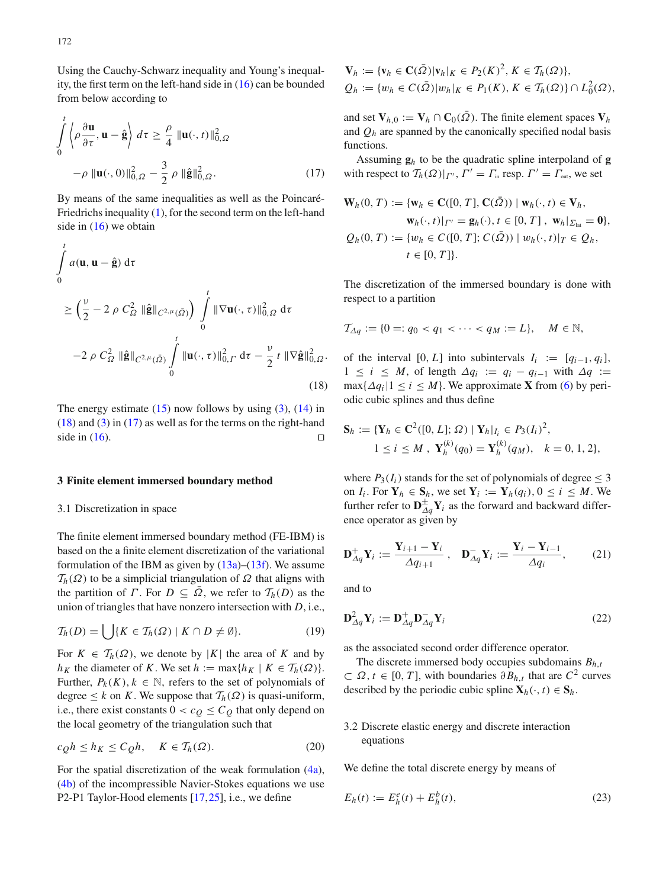Using the Cauchy-Schwarz inequality and Young's inequality, the first term on the left-hand side in (16) can be bounded from below according to

$$\int_0^t \left\langle \rho \frac{\partial \mathbf{u}}{\partial \tau}, \mathbf{u} - \hat{\mathbf{g}} \right\rangle d\tau \geq \frac{\rho}{4} \|\mathbf{u}(\cdot, t)\|_{0,\Omega}^2 - \rho \|\mathbf{u}(\cdot, 0)\|_{0,\Omega}^2 - \frac{3}{2} \rho \|\hat{\mathbf{g}}\|_{0,\Omega}^2. \tag{17}$$

By means of the same inequalities as well as the Poincaré-Friedrichs inequality (1), for the second term on the left-hand side in (16) we obtain

$$\begin{aligned} \int_0^t a(\mathbf{u}, \mathbf{u} - \hat{\mathbf{g}})\, \mathrm{d}\tau &\geq \left(\frac{\nu}{2} - 2\rho C_\Omega^2 \|\hat{\mathbf{g}}\|_{C^{2,\mu}(\bar{\Omega})}\right) \int_0^t \|\nabla \mathbf{u}(\cdot, \tau)\|_{0,\Omega}^2\, \mathrm{d}\tau \\ &\quad - 2\rho C_\Omega^2 \|\hat{\mathbf{g}}\|_{C^{2,\mu}(\bar{\Omega})} \int_0^t \|\mathbf{u}(\cdot, \tau)\|_{0,\Gamma}^2\, \mathrm{d}\tau - \frac{\nu}{2} t \|\nabla \hat{\mathbf{g}}\|_{0,\Omega}^2. \end{aligned} \tag{18}$$

The energy estimate (15) now follows by using (3), (14) in (18) and (3) in (17) as well as for the terms on the right-hand side in (16). □

## 3 Finite element immersed boundary method

### 3.1 Discretization in space

The finite element immersed boundary method (FE-IBM) is based on the a finite element discretization of the variational formulation of the IBM as given by (13a)–(13f). We assume $\mathcal{T}_h(\Omega)$ to be a simplicial triangulation of $\Omega$ that aligns with the partition of $\Gamma$. For $D \subseteq \bar{\Omega}$, we refer to $\mathcal{T}_h(D)$ as the union of triangles that have nonzero intersection with $D$, i.e.,

$$\mathcal{T}_h(D) = \bigcup \{K \in \mathcal{T}_h(\Omega) \mid K \cap D \neq \emptyset\}. \tag{19}$$

For $K \in \mathcal{T}_h(\Omega)$, we denote by $|K|$ the area of $K$ and by $h_K$ the diameter of $K$. We set $h := \max\{h_K \mid K \in \mathcal{T}_h(\Omega)\}$. Further, $P_k(K), k \in \mathbb{N}$, refers to the set of polynomials of degree $\leq k$ on $K$. We suppose that $\mathcal{T}_h(\Omega)$ is quasi-uniform, i.e., there exist constants $0 < c_Q \leq C_Q$ that only depend on the local geometry of the triangulation such that

$$c_Q h \leq h_K \leq C_Q h, \quad K \in \mathcal{T}_h(\Omega). \tag{20}$$

For the spatial discretization of the weak formulation (4a), (4b) of the incompressible Navier-Stokes equations we use P2-P1 Taylor-Hood elements [17,25], i.e., we define

$$\mathbf{V}_h := \{\mathbf{v}_h \in \mathbf{C}(\bar{\Omega}) | \mathbf{v}_h|_K \in P_2(K)^2, K \in \mathcal{T}_h(\Omega)\},$$
$$Q_h := \{w_h \in C(\bar{\Omega}) | w_h|_K \in P_1(K), K \in \mathcal{T}_h(\Omega)\} \cap L_0^2(\Omega),$$

and set $\mathbf{V}_{h,0} := \mathbf{V}_h \cap \mathbf{C}_0(\bar{\Omega})$. The finite element spaces $\mathbf{V}_h$ and $Q_h$ are spanned by the canonically specified nodal basis functions.

Assuming $\mathbf{g}_h$ to be the quadratic spline interpoland of $\mathbf{g}$ with respect to $\mathcal{T}_h(\Omega)|_{\Gamma'}$, $\Gamma' = \Gamma_{\text{in}}$ resp. $\Gamma' = \Gamma_{\text{out}}$, we set

$$\begin{aligned} \mathbf{W}_h(0,T) &:= \{\mathbf{w}_h \in \mathbf{C}([0,T], \mathbf{C}(\bar{\Omega})) \mid \mathbf{w}_h(\cdot, t) \in \mathbf{V}_h, \\ &\qquad \mathbf{w}_h(\cdot, t)|_{\Gamma'} = \mathbf{g}_h(\cdot), t \in [0,T],\ \mathbf{w}_h|_{\Sigma_{\text{lat}}} = \mathbf{0}\}, \\ Q_h(0,T) &:= \{w_h \in C([0,T]; C(\bar{\Omega})) \mid w_h(\cdot, t)|_T \in Q_h, \\ &\qquad t \in [0,T]\}. \end{aligned}$$

The discretization of the immersed boundary is done with respect to a partition

$$\mathcal{T}_{\Delta q} := \{0 =: q_0 < q_1 < \cdots < q_M := L\}, \quad M \in \mathbb{N},$$

of the interval $[0, L]$ into subintervals $I_i := [q_{i-1}, q_i]$, $1 \leq i \leq M$, of length $\Delta q_i := q_i - q_{i-1}$ with $\Delta q := \max\{\Delta q_i | 1 \leq i \leq M\}$. We approximate $\mathbf{X}$ from (6) by periodic cubic splines and thus define

$$\begin{aligned} \mathbf{S}_h := \{&\mathbf{Y}_h \in \mathbf{C}^2([0,L]; \Omega) \mid \mathbf{Y}_h|_{I_i} \in P_3(I_i)^2, \\ &1 \leq i \leq M,\ \mathbf{Y}_h^{(k)}(q_0) = \mathbf{Y}_h^{(k)}(q_M), \quad k = 0, 1, 2\}, \end{aligned}$$

where $P_3(I_i)$ stands for the set of polynomials of degree $\leq 3$ on $I_i$. For $\mathbf{Y}_h \in \mathbf{S}_h$, we set $\mathbf{Y}_i := \mathbf{Y}_h(q_i), 0 \leq i \leq M$. We further refer to $\mathbf{D}_{\Delta q}^{\pm} \mathbf{Y}_i$ as the forward and backward difference operator as given by

$$\mathbf{D}_{\Delta q}^{+} \mathbf{Y}_i := \frac{\mathbf{Y}_{i+1} - \mathbf{Y}_i}{\Delta q_{i+1}}, \quad \mathbf{D}_{\Delta q}^{-} \mathbf{Y}_i := \frac{\mathbf{Y}_i - \mathbf{Y}_{i-1}}{\Delta q_i}, \tag{21}$$

and to

$$\mathbf{D}_{\Delta q}^{2} \mathbf{Y}_i := \mathbf{D}_{\Delta q}^{+} \mathbf{D}_{\Delta q}^{-} \mathbf{Y}_i \tag{22}$$

as the associated second order difference operator.

The discrete immersed body occupies subdomains $B_{h,t} \subset \Omega$, $t \in [0, T]$, with boundaries $\partial B_{h,t}$ that are $C^2$ curves described by the periodic cubic spline $\mathbf{X}_h(\cdot, t) \in \mathbf{S}_h$.

### 3.2 Discrete elastic energy and discrete interaction equations

We define the total discrete energy by means of

$$E_h(t) := E_h^e(t) + E_h^b(t), \tag{23}$$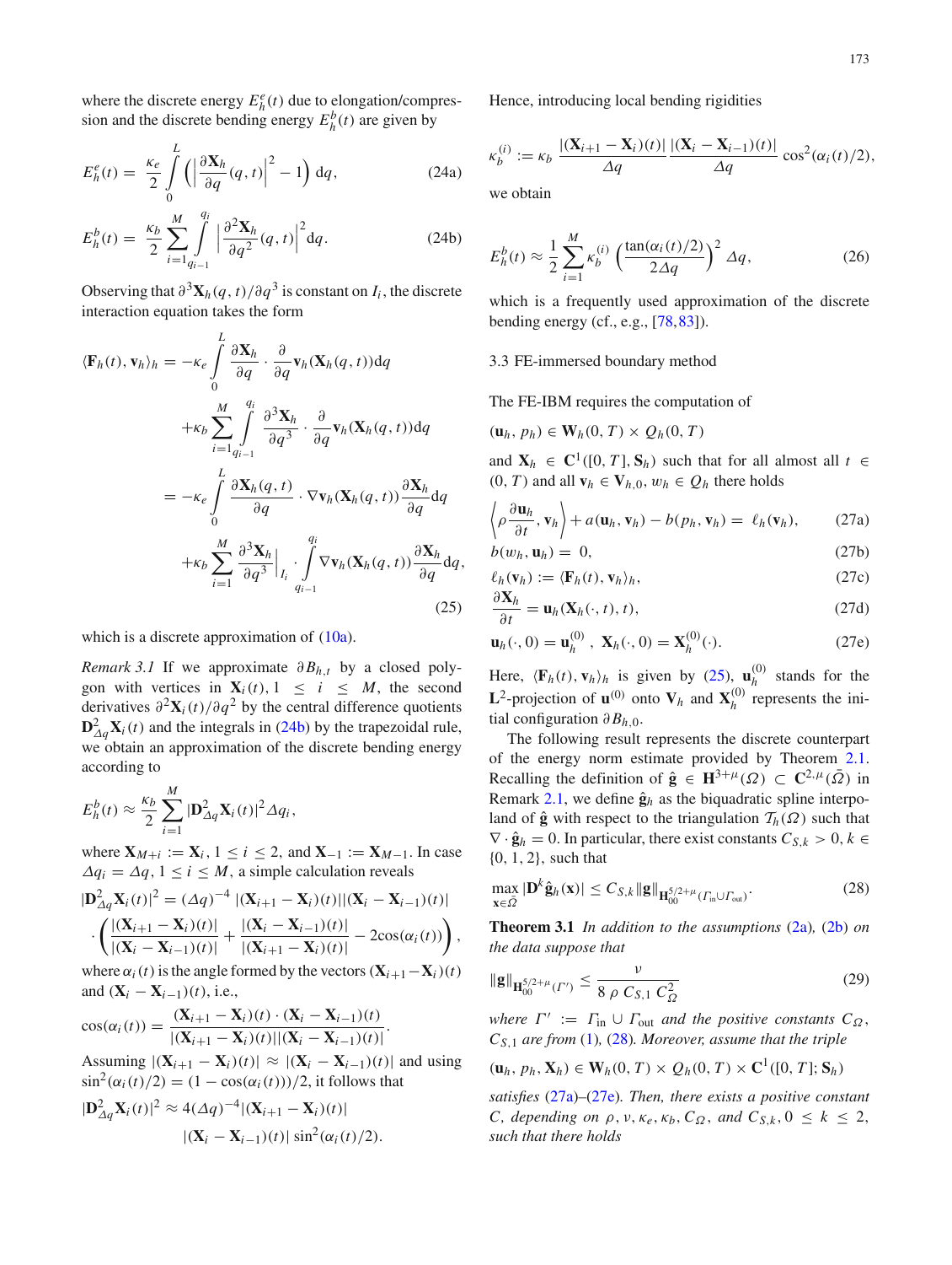where the discrete energy $E_h^e(t)$ due to elongation/compression and the discrete bending energy $E_h^b(t)$ are given by

$$E_h^e(t) = \frac{\kappa_e}{2} \int_0^L \Big( \Big| \frac{\partial \mathbf{X}_h}{\partial q}(q,t) \Big|^2 - 1 \Big) \,\mathrm{d}q, \tag{24a}$$

$$E_h^b(t) = \frac{\kappa_b}{2} \sum_{i=1}^M \int_{q_{i-1}}^{q_i} \Big| \frac{\partial^2 \mathbf{X}_h}{\partial q^2}(q,t) \Big|^2 \mathrm{d}q. \tag{24b}$$

Observing that $\partial^3 \mathbf{X}_h(q,t)/\partial q^3$ is constant on $I_i$, the discrete interaction equation takes the form

$$\begin{aligned}
\langle \mathbf{F}_h(t), \mathbf{v}_h \rangle_h &= -\kappa_e \int_0^L \frac{\partial \mathbf{X}_h}{\partial q} \cdot \frac{\partial}{\partial q} \mathbf{v}_h(\mathbf{X}_h(q,t)) \mathrm{d}q \\
&\quad + \kappa_b \sum_{i=1}^M \int_{q_{i-1}}^{q_i} \frac{\partial^3 \mathbf{X}_h}{\partial q^3} \cdot \frac{\partial}{\partial q} \mathbf{v}_h(\mathbf{X}_h(q,t)) \mathrm{d}q \\
&= -\kappa_e \int_0^L \frac{\partial \mathbf{X}_h(q,t)}{\partial q} \cdot \nabla \mathbf{v}_h(\mathbf{X}_h(q,t)) \frac{\partial \mathbf{X}_h}{\partial q} \mathrm{d}q \\
&\quad + \kappa_b \sum_{i=1}^M \frac{\partial^3 \mathbf{X}_h}{\partial q^3}\Big|_{I_i} \cdot \int_{q_{i-1}}^{q_i} \nabla \mathbf{v}_h(\mathbf{X}_h(q,t)) \frac{\partial \mathbf{X}_h}{\partial q} \mathrm{d}q,
\end{aligned} \tag{25}$$

which is a discrete approximation of (10a).

*Remark 3.1* If we approximate $\partial B_{h,t}$ by a closed polygon with vertices in $\mathbf{X}_i(t)$, $1 \le i \le M$, the second derivatives $\partial^2 \mathbf{X}_i(t)/\partial q^2$ by the central difference quotients $\mathbf{D}^2_{\Delta q} \mathbf{X}_i(t)$ and the integrals in (24b) by the trapezoidal rule, we obtain an approximation of the discrete bending energy according to

$$E_h^b(t) \approx \frac{\kappa_b}{2} \sum_{i=1}^M |\mathbf{D}^2_{\Delta q} \mathbf{X}_i(t)|^2 \Delta q_i,$$

where $\mathbf{X}_{M+i} := \mathbf{X}_i$, $1 \le i \le 2$, and $\mathbf{X}_{-1} := \mathbf{X}_{M-1}$. In case $\Delta q_i = \Delta q$, $1 \le i \le M$, a simple calculation reveals

$$\begin{aligned}
|\mathbf{D}^2_{\Delta q} \mathbf{X}_i(t)|^2 &= (\Delta q)^{-4} \, |(\mathbf{X}_{i+1} - \mathbf{X}_i)(t)||(\mathbf{X}_i - \mathbf{X}_{i-1})(t)| \\
&\cdot \left( \frac{|(\mathbf{X}_{i+1} - \mathbf{X}_i)(t)|}{|(\mathbf{X}_i - \mathbf{X}_{i-1})(t)|} + \frac{|(\mathbf{X}_i - \mathbf{X}_{i-1})(t)|}{|(\mathbf{X}_{i+1} - \mathbf{X}_i)(t)|} - 2\cos(\alpha_i(t)) \right),
\end{aligned}$$

where $\alpha_i(t)$ is the angle formed by the vectors $(\mathbf{X}_{i+1} - \mathbf{X}_i)(t)$ and $(\mathbf{X}_i - \mathbf{X}_{i-1})(t)$, i.e.,

$$\cos(\alpha_i(t)) = \frac{(\mathbf{X}_{i+1} - \mathbf{X}_i)(t) \cdot (\mathbf{X}_i - \mathbf{X}_{i-1})(t)}{|(\mathbf{X}_{i+1} - \mathbf{X}_i)(t)||(\mathbf{X}_i - \mathbf{X}_{i-1})(t)|}.$$

Assuming $|(\mathbf{X}_{i+1} - \mathbf{X}_i)(t)| \approx |(\mathbf{X}_i - \mathbf{X}_{i-1})(t)|$ and using $\sin^2(\alpha_i(t)/2) = (1 - \cos(\alpha_i(t)))/2$, it follows that

$$\begin{aligned}
|\mathbf{D}^2_{\Delta q} \mathbf{X}_i(t)|^2 &\approx 4(\Delta q)^{-4} |(\mathbf{X}_{i+1} - \mathbf{X}_i)(t)| \\
&\quad |(\mathbf{X}_i - \mathbf{X}_{i-1})(t)| \sin^2(\alpha_i(t)/2).
\end{aligned}$$

Hence, introducing local bending rigidities

$$\kappa_b^{(i)} := \kappa_b \, \frac{|(\mathbf{X}_{i+1} - \mathbf{X}_i)(t)|}{\Delta q} \, \frac{|(\mathbf{X}_i - \mathbf{X}_{i-1})(t)|}{\Delta q} \, \cos^2(\alpha_i(t)/2),$$

we obtain

$$E_h^b(t) \approx \frac{1}{2} \sum_{i=1}^M \kappa_b^{(i)} \left( \frac{\tan(\alpha_i(t)/2)}{2\Delta q} \right)^2 \Delta q, \tag{26}$$

which is a frequently used approximation of the discrete bending energy (cf., e.g., [78,83]).

## 3.3 FE-immersed boundary method

The FE-IBM requires the computation of

$(\mathbf{u}_h, p_h) \in \mathbf{W}_h(0,T) \times Q_h(0,T)$

and $\mathbf{X}_h \in \mathbf{C}^1([0,T], \mathbf{S}_h)$ such that for all almost all $t \in (0,T)$ and all $\mathbf{v}_h \in \mathbf{V}_{h,0}$, $w_h \in Q_h$ there holds

$$\Big\langle \rho \frac{\partial \mathbf{u}_h}{\partial t}, \mathbf{v}_h \Big\rangle + a(\mathbf{u}_h, \mathbf{v}_h) - b(p_h, \mathbf{v}_h) = \ell_h(\mathbf{v}_h), \tag{27a}$$

$$b(w_h, \mathbf{u}_h) = 0, \tag{27b}$$

$$\ell_h(\mathbf{v}_h) := \langle \mathbf{F}_h(t), \mathbf{v}_h \rangle_h, \tag{27c}$$

$$\frac{\partial \mathbf{X}_h}{\partial t} = \mathbf{u}_h(\mathbf{X}_h(\cdot,t),t), \tag{27d}$$

$$\mathbf{u}_h(\cdot,0) = \mathbf{u}_h^{(0)}, \ \mathbf{X}_h(\cdot,0) = \mathbf{X}_h^{(0)}(\cdot). \tag{27e}$$

Here, $\langle \mathbf{F}_h(t), \mathbf{v}_h \rangle_h$ is given by (25), $\mathbf{u}_h^{(0)}$ stands for the $\mathbf{L}^2$-projection of $\mathbf{u}^{(0)}$ onto $\mathbf{V}_h$ and $\mathbf{X}_h^{(0)}$ represents the initial configuration $\partial B_{h,0}$.

The following result represents the discrete counterpart of the energy norm estimate provided by Theorem 2.1. Recalling the definition of $\hat{\mathbf{g}} \in \mathbf{H}^{3+\mu}(\Omega) \subset \mathbf{C}^{2,\mu}(\bar{\Omega})$ in Remark 2.1, we define $\hat{\mathbf{g}}_h$ as the biquadratic spline interpoland of $\hat{\mathbf{g}}$ with respect to the triangulation $\mathcal{T}_h(\Omega)$ such that $\nabla \cdot \hat{\mathbf{g}}_h = 0$. In particular, there exist constants $C_{S,k} > 0$, $k \in \{0,1,2\}$, such that

$$\max_{\mathbf{x} \in \bar{\Omega}} |\mathbf{D}^k \hat{\mathbf{g}}_h(\mathbf{x})| \le C_{S,k} \|\mathbf{g}\|_{\mathbf{H}_{00}^{5/2+\mu}(\Gamma_{\text{in}} \cup \Gamma_{\text{out}})}. \tag{28}$$

**Theorem 3.1** *In addition to the assumptions* (2a), (2b) *on the data suppose that*

$$\|\mathbf{g}\|_{\mathbf{H}_{00}^{5/2+\mu}(\Gamma')} \le \frac{\nu}{8 \, \rho \, C_{S,1} \, C_\Omega^2} \tag{29}$$

*where* $\Gamma' := \Gamma_{\text{in}} \cup \Gamma_{\text{out}}$ *and the positive constants* $C_\Omega$, $C_{S,1}$ *are from* (1), (28). *Moreover, assume that the triple*

$(\mathbf{u}_h, p_h, \mathbf{X}_h) \in \mathbf{W}_h(0,T) \times Q_h(0,T) \times \mathbf{C}^1([0,T]; \mathbf{S}_h)$

*satisfies* (27a)–(27e). *Then, there exists a positive constant* $C$, *depending on* $\rho, \nu, \kappa_e, \kappa_b, C_\Omega$, *and* $C_{S,k}, 0 \le k \le 2$, *such that there holds*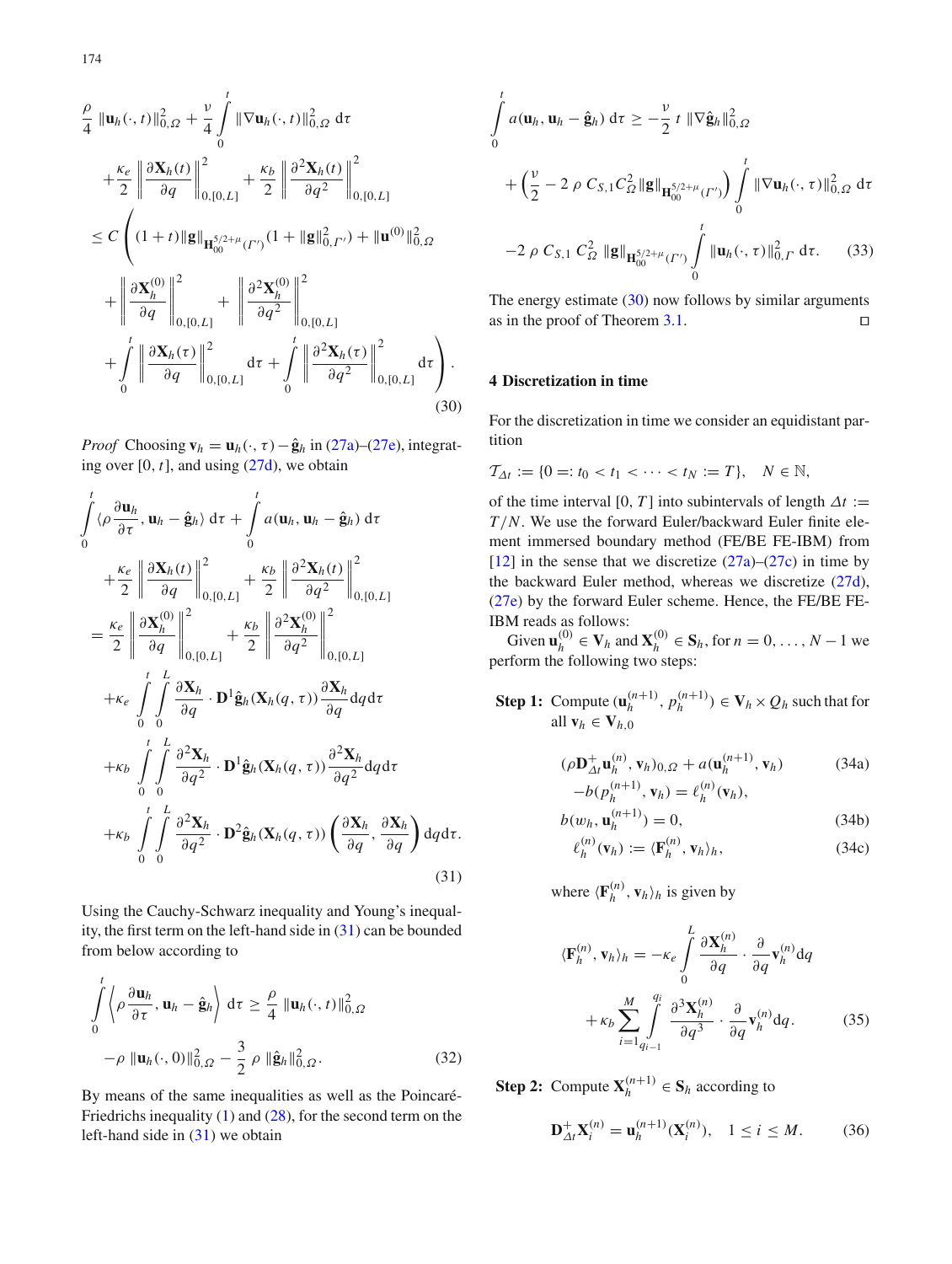$$
\begin{aligned}
&\frac{\rho}{4}\,\|\mathbf{u}_h(\cdot,t)\|_{0,\Omega}^2 + \frac{\nu}{4}\int_0^t \|\nabla \mathbf{u}_h(\cdot,t)\|_{0,\Omega}^2\,\mathrm{d}\tau \\
&\quad + \frac{\kappa_e}{2}\left\|\frac{\partial \mathbf{X}_h(t)}{\partial q}\right\|_{0,[0,L]}^2 + \frac{\kappa_b}{2}\left\|\frac{\partial^2 \mathbf{X}_h(t)}{\partial q^2}\right\|_{0,[0,L]}^2 \\
&\le C\Bigg((1+t)\|\mathbf{g}\|_{\mathbf{H}_{00}^{5/2+\mu}(\Gamma')}(1+\|\mathbf{g}\|_{0,\Gamma'}^2) + \|\mathbf{u}^{(0)}\|_{0,\Omega}^2 \\
&\quad + \left\|\frac{\partial \mathbf{X}_h^{(0)}}{\partial q}\right\|_{0,[0,L]}^2 + \left\|\frac{\partial^2 \mathbf{X}_h^{(0)}}{\partial q^2}\right\|_{0,[0,L]}^2 \\
&\quad + \int_0^t \left\|\frac{\partial \mathbf{X}_h(\tau)}{\partial q}\right\|_{0,[0,L]}^2 \mathrm{d}\tau + \int_0^t \left\|\frac{\partial^2 \mathbf{X}_h(\tau)}{\partial q^2}\right\|_{0,[0,L]}^2 \mathrm{d}\tau\Bigg).
\end{aligned}
\tag{30}
$$

*Proof* Choosing $\mathbf{v}_h = \mathbf{u}_h(\cdot,\tau) - \hat{\mathbf{g}}_h$ in (27a)–(27e), integrating over $[0,t]$, and using (27d), we obtain

$$
\begin{aligned}
&\int_0^t \langle \rho \frac{\partial \mathbf{u}_h}{\partial \tau}, \mathbf{u}_h - \hat{\mathbf{g}}_h\rangle\,\mathrm{d}\tau + \int_0^t a(\mathbf{u}_h, \mathbf{u}_h - \hat{\mathbf{g}}_h)\,\mathrm{d}\tau \\
&\quad + \frac{\kappa_e}{2}\left\|\frac{\partial \mathbf{X}_h(t)}{\partial q}\right\|_{0,[0,L]}^2 + \frac{\kappa_b}{2}\left\|\frac{\partial^2 \mathbf{X}_h(t)}{\partial q^2}\right\|_{0,[0,L]}^2 \\
&= \frac{\kappa_e}{2}\left\|\frac{\partial \mathbf{X}_h^{(0)}}{\partial q}\right\|_{0,[0,L]}^2 + \frac{\kappa_b}{2}\left\|\frac{\partial^2 \mathbf{X}_h^{(0)}}{\partial q^2}\right\|_{0,[0,L]}^2 \\
&\quad + \kappa_e \int_0^t\int_0^L \frac{\partial \mathbf{X}_h}{\partial q}\cdot \mathbf{D}^1\hat{\mathbf{g}}_h(\mathbf{X}_h(q,\tau))\frac{\partial \mathbf{X}_h}{\partial q}\mathrm{d}q\mathrm{d}\tau \\
&\quad + \kappa_b \int_0^t\int_0^L \frac{\partial^2 \mathbf{X}_h}{\partial q^2}\cdot \mathbf{D}^1\hat{\mathbf{g}}_h(\mathbf{X}_h(q,\tau))\frac{\partial^2 \mathbf{X}_h}{\partial q^2}\mathrm{d}q\mathrm{d}\tau \\
&\quad + \kappa_b \int_0^t\int_0^L \frac{\partial^2 \mathbf{X}_h}{\partial q^2}\cdot \mathbf{D}^2\hat{\mathbf{g}}_h(\mathbf{X}_h(q,\tau))\left(\frac{\partial \mathbf{X}_h}{\partial q},\frac{\partial \mathbf{X}_h}{\partial q}\right)\mathrm{d}q\mathrm{d}\tau.
\end{aligned}
\tag{31}
$$

Using the Cauchy-Schwarz inequality and Young's inequality, the first term on the left-hand side in (31) can be bounded from below according to

$$
\begin{aligned}
\int_0^t \left\langle \rho \frac{\partial \mathbf{u}_h}{\partial \tau}, \mathbf{u}_h - \hat{\mathbf{g}}_h\right\rangle \mathrm{d}\tau &\ge \frac{\rho}{4}\,\|\mathbf{u}_h(\cdot,t)\|_{0,\Omega}^2 \\
&\quad - \rho\,\|\mathbf{u}_h(\cdot,0)\|_{0,\Omega}^2 - \frac{3}{2}\,\rho\,\|\hat{\mathbf{g}}_h\|_{0,\Omega}^2.
\end{aligned}
\tag{32}
$$

By means of the same inequalities as well as the Poincaré-Friedrichs inequality (1) and (28), for the second term on the left-hand side in (31) we obtain

$$
\begin{aligned}
\int_0^t a(\mathbf{u}_h, \mathbf{u}_h - \hat{\mathbf{g}}_h)\,\mathrm{d}\tau &\ge -\frac{\nu}{2}\,t\,\|\nabla \hat{\mathbf{g}}_h\|_{0,\Omega}^2 \\
&\quad + \left(\frac{\nu}{2} - 2\,\rho\,C_{S,1}C_\Omega^2\|\mathbf{g}\|_{\mathbf{H}_{00}^{5/2+\mu}(\Gamma')}\right)\int_0^t \|\nabla \mathbf{u}_h(\cdot,\tau)\|_{0,\Omega}^2\,\mathrm{d}\tau \\
&\quad - 2\,\rho\,C_{S,1}\,C_\Omega^2\,\|\mathbf{g}\|_{\mathbf{H}_{00}^{5/2+\mu}(\Gamma')}\int_0^t \|\mathbf{u}_h(\cdot,\tau)\|_{0,\Gamma}^2\,\mathrm{d}\tau.
\end{aligned}
\tag{33}
$$

The energy estimate (30) now follows by similar arguments as in the proof of Theorem 3.1. $\square$

## 4 Discretization in time

For the discretization in time we consider an equidistant partition

$$
\mathcal{T}_{\Delta t} := \{0 =: t_0 < t_1 < \cdots < t_N := T\}, \quad N \in \mathbb{N},
$$

of the time interval $[0,T]$ into subintervals of length $\Delta t := T/N$. We use the forward Euler/backward Euler finite element immersed boundary method (FE/BE FE-IBM) from [12] in the sense that we discretize (27a)–(27c) in time by the backward Euler method, whereas we discretize (27d), (27e) by the forward Euler scheme. Hence, the FE/BE FE-IBM reads as follows:

Given $\mathbf{u}_h^{(0)} \in \mathbf{V}_h$ and $\mathbf{X}_h^{(0)} \in \mathbf{S}_h$, for $n = 0,\ldots,N-1$ we perform the following two steps:

**Step 1:** Compute $(\mathbf{u}_h^{(n+1)}, p_h^{(n+1)}) \in \mathbf{V}_h \times Q_h$ such that for all $\mathbf{v}_h \in \mathbf{V}_{h,0}$

$$
\begin{aligned}
&(\rho \mathbf{D}_{\Delta t}^{+}\mathbf{u}_h^{(n)}, \mathbf{v}_h)_{0,\Omega} + a(\mathbf{u}_h^{(n+1)}, \mathbf{v}_h) \\
&\quad - b(p_h^{(n+1)}, \mathbf{v}_h) = \ell_h^{(n)}(\mathbf{v}_h),
\end{aligned}
\tag{34a}
$$

$$
b(w_h, \mathbf{u}_h^{(n+1)}) = 0, \tag{34b}
$$

$$
\ell_h^{(n)}(\mathbf{v}_h) := \langle \mathbf{F}_h^{(n)}, \mathbf{v}_h\rangle_h, \tag{34c}
$$

where $\langle \mathbf{F}_h^{(n)}, \mathbf{v}_h\rangle_h$ is given by

$$
\begin{aligned}
\langle \mathbf{F}_h^{(n)}, \mathbf{v}_h\rangle_h &= -\kappa_e \int_0^L \frac{\partial \mathbf{X}_h^{(n)}}{\partial q}\cdot \frac{\partial}{\partial q}\mathbf{v}_h^{(n)}\mathrm{d}q \\
&\quad + \kappa_b \sum_{i=1}^M \int_{q_{i-1}}^{q_i} \frac{\partial^3 \mathbf{X}_h^{(n)}}{\partial q^3}\cdot \frac{\partial}{\partial q}\mathbf{v}_h^{(n)}\mathrm{d}q.
\end{aligned}
\tag{35}
$$

**Step 2:** Compute $\mathbf{X}_h^{(n+1)} \in \mathbf{S}_h$ according to

$$
\mathbf{D}_{\Delta t}^{+}\mathbf{X}_i^{(n)} = \mathbf{u}_h^{(n+1)}(\mathbf{X}_i^{(n)}), \quad 1 \le i \le M. \tag{36}
$$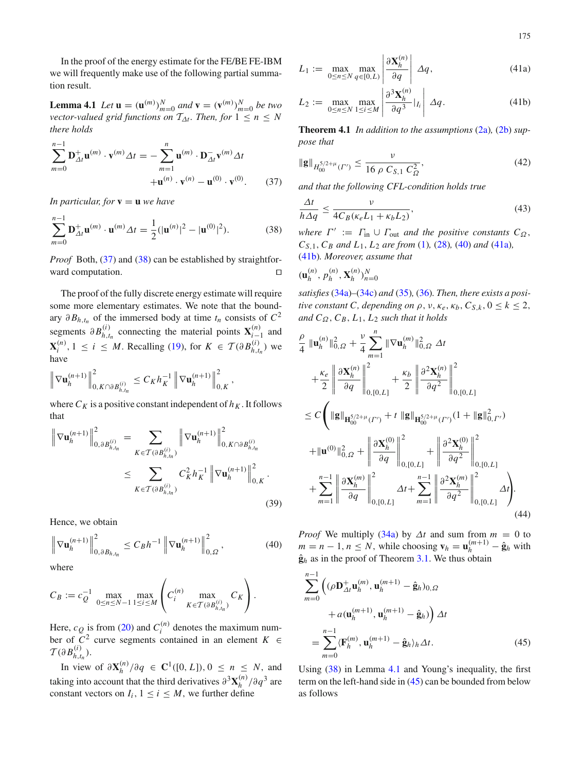In the proof of the energy estimate for the FE/BE FE-IBM we will frequently make use of the following partial summation result.

**Lemma 4.1** *Let* $\mathbf{u} = (\mathbf{u}^{(m)})_{m=0}^N$ *and* $\mathbf{v} = (\mathbf{v}^{(m)})_{m=0}^N$ *be two vector-valued grid functions on* $\mathcal{T}_{\Delta t}$*. Then, for* $1 \le n \le N$ *there holds*

$$\sum_{m=0}^{n-1} \mathbf{D}_{\Delta t}^{+} \mathbf{u}^{(m)} \cdot \mathbf{v}^{(m)} \Delta t = - \sum_{m=1}^{n} \mathbf{u}^{(m)} \cdot \mathbf{D}_{\Delta t}^{-} \mathbf{v}^{(m)} \Delta t + \mathbf{u}^{(n)} \cdot \mathbf{v}^{(n)} - \mathbf{u}^{(0)} \cdot \mathbf{v}^{(0)}. \quad (37)$$

*In particular, for* $\mathbf{v} = \mathbf{u}$ *we have*

$$\sum_{m=0}^{n-1} \mathbf{D}_{\Delta t}^{+} \mathbf{u}^{(m)} \cdot \mathbf{u}^{(m)} \Delta t = \frac{1}{2}(|\mathbf{u}^{(n)}|^2 - |\mathbf{u}^{(0)}|^2). \quad (38)$$

*Proof* Both, (37) and (38) can be established by straightforward computation. □

The proof of the fully discrete energy estimate will require some more elementary estimates. We note that the boundary $\partial B_{h,t_n}$ of the immersed body at time $t_n$ consists of $C^2$ segments $\partial B_{h,t_n}^{(i)}$ connecting the material points $\mathbf{X}_{i-1}^{(n)}$ and $\mathbf{X}_i^{(n)}$, $1 \le i \le M$. Recalling (19), for $K \in \mathcal{T}(\partial B_{h,t_n}^{(i)})$ we have

$$\left\| \nabla \mathbf{u}_h^{(n+1)} \right\|_{0,K \cap \partial B_{h,t_n}^{(i)}}^2 \le C_K h_K^{-1} \left\| \nabla \mathbf{u}_h^{(n+1)} \right\|_{0,K}^2,$$

where $C_K$ is a positive constant independent of $h_K$. It follows that

$$\left\| \nabla \mathbf{u}_h^{(n+1)} \right\|_{0,\partial B_{h,t_n}^{(i)}}^2 = \sum_{K \in \mathcal{T}(\partial B_{h,t_n}^{(i)})} \left\| \nabla \mathbf{u}_h^{(n+1)} \right\|_{0,K \cap \partial B_{h,t_n}^{(i)}}^2 \le \sum_{K \in \mathcal{T}(\partial B_{h,t_n}^{(i)})} C_K^2 h_K^{-1} \left\| \nabla \mathbf{u}_h^{(n+1)} \right\|_{0,K}^2. \quad (39)$$

Hence, we obtain

$$\left\| \nabla \mathbf{u}_h^{(n+1)} \right\|_{0,\partial B_{h,t_n}}^2 \le C_B h^{-1} \left\| \nabla \mathbf{u}_h^{(n+1)} \right\|_{0,\Omega}^2, \quad (40)$$

where

$$C_B := c_Q^{-1} \max_{0 \le n \le N-1} \max_{1 \le i \le M} \left( C_i^{(n)} \max_{K \in \mathcal{T}(\partial B_{h,t_n}^{(i)})} C_K \right).$$

Here, $c_Q$ is from (20) and $C_i^{(n)}$ denotes the maximum number of $C^2$ curve segments contained in an element $K \in \mathcal{T}(\partial B_{h,t_n}^{(i)})$.

In view of $\partial \mathbf{X}_h^{(n)}/\partial q \in \mathbf{C}^1([0, L])$, $0 \le n \le N$, and taking into account that the third derivatives $\partial^3 \mathbf{X}_h^{(n)}/\partial q^3$ are constant vectors on $I_i$, $1 \le i \le M$, we further define

$$L_1 := \max_{0 \le n \le N} \max_{q \in [0,L)} \left| \frac{\partial \mathbf{X}_h^{(n)}}{\partial q} \right| \Delta q, \quad (41a)$$

$$L_2 := \max_{0 \le n \le N} \max_{1 \le i \le M} \left| \frac{\partial^3 \mathbf{X}_h^{(n)}}{\partial q^3}|_{I_i} \right| \Delta q. \quad (41b)$$

**Theorem 4.1** *In addition to the assumptions (2a), (2b) suppose that*

$$\|\mathbf{g}\|_{H_{00}^{5/2+\mu}(\Gamma')} \le \frac{\nu}{16 \, \rho \, C_{S,1} \, C_\Omega^2}, \quad (42)$$

*and that the following CFL-condition holds true*

$$\frac{\Delta t}{h \Delta q} \le \frac{\nu}{4 C_B (\kappa_e L_1 + \kappa_b L_2)}, \quad (43)$$

*where* $\Gamma' := \Gamma_{\text{in}} \cup \Gamma_{\text{out}}$ *and the positive constants* $C_\Omega$, $C_{S,1}$, $C_B$ *and* $L_1$, $L_2$ *are from (1), (28), (40) and (41a), (41b). Moreover, assume that*

$$(\mathbf{u}_h^{(n)}, p_h^{(n)}, \mathbf{X}_h^{(n)})_{n=0}^N$$

*satisfies (34a)–(34c) and (35), (36). Then, there exists a positive constant* $C$*, depending on* $\rho$, $\nu$, $\kappa_e$, $\kappa_b$, $C_{S,k}$, $0 \le k \le 2$, *and* $C_\Omega$, $C_B$, $L_1$, $L_2$ *such that it holds*

$$\begin{aligned}
&\frac{\rho}{4} \|\mathbf{u}_h^{(n)}\|_{0,\Omega}^2 + \frac{\nu}{4} \sum_{m=1}^{n} \|\nabla \mathbf{u}_h^{(m)}\|_{0,\Omega}^2 \Delta t + \frac{\kappa_e}{2} \left\| \frac{\partial \mathbf{X}_h^{(n)}}{\partial q} \right\|_{0,[0,L]}^2 + \frac{\kappa_b}{2} \left\| \frac{\partial^2 \mathbf{X}_h^{(n)}}{\partial q^2} \right\|_{0,[0,L]}^2 \\
&\le C \Bigg( \|\mathbf{g}\|_{\mathbf{H}_{00}^{5/2+\mu}(\Gamma')} + t \, \|\mathbf{g}\|_{\mathbf{H}_{00}^{5/2+\mu}(\Gamma')} (1 + \|\mathbf{g}\|_{0,\Gamma'}^2) + \|\mathbf{u}^{(0)}\|_{0,\Omega}^2 + \left\| \frac{\partial \mathbf{X}_h^{(0)}}{\partial q} \right\|_{0,[0,L]}^2 + \left\| \frac{\partial^2 \mathbf{X}_h^{(0)}}{\partial q^2} \right\|_{0,[0,L]}^2 \\
&\quad + \sum_{m=1}^{n-1} \left\| \frac{\partial \mathbf{X}_h^{(m)}}{\partial q} \right\|_{0,[0,L]}^2 \Delta t + \sum_{m=1}^{n-1} \left\| \frac{\partial^2 \mathbf{X}_h^{(m)}}{\partial q^2} \right\|_{0,[0,L]}^2 \Delta t \Bigg).
\end{aligned} \quad (44)$$

*Proof* We multiply (34a) by $\Delta t$ and sum from $m = 0$ to $m = n-1$, $n \le N$, while choosing $\mathbf{v}_h = \mathbf{u}_h^{(m+1)} - \hat{\mathbf{g}}_h$ with $\hat{\mathbf{g}}_h$ as in the proof of Theorem 3.1. We thus obtain

$$\sum_{m=0}^{n-1} \Big( (\rho \mathbf{D}_{\Delta t}^{+} \mathbf{u}_h^{(m)}, \mathbf{u}_h^{(m+1)} - \hat{\mathbf{g}}_h)_{0,\Omega} + a(\mathbf{u}_h^{(m+1)}, \mathbf{u}_h^{(m+1)} - \hat{\mathbf{g}}_h) \Big) \Delta t = \sum_{m=0}^{n-1} \langle \mathbf{F}_h^{(m)}, \mathbf{u}_h^{(m+1)} - \hat{\mathbf{g}}_h \rangle_h \Delta t. \quad (45)$$

Using (38) in Lemma 4.1 and Young's inequality, the first term on the left-hand side in (45) can be bounded from below as follows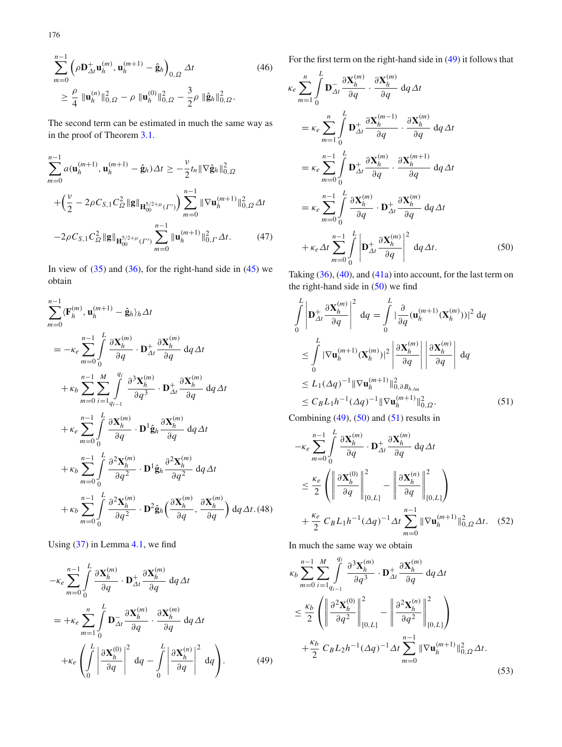$$\sum_{m=0}^{n-1} \left(\rho \mathbf{D}_{\Delta t}^{+} \mathbf{u}_h^{(m)}, \mathbf{u}_h^{(m+1)} - \hat{\mathbf{g}}_h\right)_{0,\Omega} \Delta t \tag{46}$$
$$\geq \frac{\rho}{4} \, \|\mathbf{u}_h^{(n)}\|_{0,\Omega}^2 - \rho \, \|\mathbf{u}_h^{(0)}\|_{0,\Omega}^2 - \frac{3}{2}\rho \, \|\hat{\mathbf{g}}_h\|_{0,\Omega}^2 .$$

The second term can be estimated in much the same way as in the proof of Theorem 3.1.

$$\sum_{m=0}^{n-1} a(\mathbf{u}_h^{(m+1)}, \mathbf{u}_h^{(m+1)} - \hat{\mathbf{g}}_h)\Delta t \geq -\frac{\nu}{2} t_n \|\nabla \hat{\mathbf{g}}_h\|_{0,\Omega}^2$$
$$+\Big(\frac{\nu}{2} - 2\rho C_{S,1} C_\Omega^2 \|\mathbf{g}\|_{\mathbf{H}_{00}^{5/2+\mu}(\Gamma')}\Big) \sum_{m=0}^{n-1} \|\nabla \mathbf{u}_h^{(m+1)}\|_{0,\Omega}^2 \Delta t$$
$$-2\rho C_{S,1} C_\Omega^2 \|\mathbf{g}\|_{\mathbf{H}_{00}^{5/2+\mu}(\Gamma')} \sum_{m=0}^{n-1} \|\mathbf{u}_h^{(m+1)}\|_{0,\Gamma}^2 \Delta t. \tag{47}$$

In view of (35) and (36), for the right-hand side in (45) we obtain

$$\sum_{m=0}^{n-1} \langle \mathbf{F}_h^{(m)}, \mathbf{u}_h^{(m+1)} - \hat{\mathbf{g}}_h \rangle_h \Delta t$$
$$= -\kappa_e \sum_{m=0}^{n-1} \int_0^L \frac{\partial \mathbf{X}_h^{(m)}}{\partial q} \cdot \mathbf{D}_{\Delta t}^{+} \frac{\partial \mathbf{X}_h^{(m)}}{\partial q} \, dq \, \Delta t$$
$$+ \kappa_b \sum_{m=0}^{n-1} \sum_{i=1}^{M} \int_{q_{i-1}}^{q_i} \frac{\partial^3 \mathbf{X}_h^{(m)}}{\partial q^3} \cdot \mathbf{D}_{\Delta t}^{+} \frac{\partial \mathbf{X}_h^{(m)}}{\partial q} \, dq \, \Delta t$$
$$+ \kappa_e \sum_{m=0}^{n-1} \int_0^L \frac{\partial \mathbf{X}_h^{(m)}}{\partial q} \cdot \mathbf{D}^1 \hat{\mathbf{g}}_h \frac{\partial \mathbf{X}_h^{(m)}}{\partial q} \, dq \, \Delta t$$
$$+ \kappa_b \sum_{m=0}^{n-1} \int_0^L \frac{\partial^2 \mathbf{X}_h^{(m)}}{\partial q^2} \cdot \mathbf{D}^1 \hat{\mathbf{g}}_h \frac{\partial^2 \mathbf{X}_h^{(m)}}{\partial q^2} \, dq \, \Delta t$$
$$+ \kappa_b \sum_{m=0}^{n-1} \int_0^L \frac{\partial^2 \mathbf{X}_h^{(m)}}{\partial q^2} \cdot \mathbf{D}^2 \hat{\mathbf{g}}_h \Big(\frac{\partial \mathbf{X}_h^{(m)}}{\partial q}, \frac{\partial \mathbf{X}_h^{(m)}}{\partial q}\Big) \, dq \, \Delta t. \tag{48}$$

Using (37) in Lemma 4.1, we find

$$-\kappa_e \sum_{m=0}^{n-1} \int_0^L \frac{\partial \mathbf{X}_h^{(m)}}{\partial q} \cdot \mathbf{D}_{\Delta t}^{+} \frac{\partial \mathbf{X}_h^{(m)}}{\partial q} \, dq \, \Delta t$$
$$= +\kappa_e \sum_{m=1}^{n} \int_0^L \mathbf{D}_{\Delta t}^{-} \frac{\partial \mathbf{X}_h^{(m)}}{\partial q} \cdot \frac{\partial \mathbf{X}_h^{(m)}}{\partial q} \, dq \, \Delta t$$
$$+\kappa_e \left( \int_0^L \left| \frac{\partial \mathbf{X}_h^{(0)}}{\partial q} \right|^2 dq - \int_0^L \left| \frac{\partial \mathbf{X}_h^{(n)}}{\partial q} \right|^2 dq \right). \tag{49}$$

For the first term on the right-hand side in (49) it follows that

$$\kappa_e \sum_{m=1}^{n} \int_0^L \mathbf{D}_{\Delta t}^{-} \frac{\partial \mathbf{X}_h^{(m)}}{\partial q} \cdot \frac{\partial \mathbf{X}_h^{(m)}}{\partial q} \, dq \, \Delta t$$
$$= \kappa_e \sum_{m=1}^{n} \int_0^L \mathbf{D}_{\Delta t}^{+} \frac{\partial \mathbf{X}_h^{(m-1)}}{\partial q} \cdot \frac{\partial \mathbf{X}_h^{(m)}}{\partial q} \, dq \, \Delta t$$
$$= \kappa_e \sum_{m=0}^{n-1} \int_0^L \mathbf{D}_{\Delta t}^{+} \frac{\partial \mathbf{X}_h^{(m)}}{\partial q} \cdot \frac{\partial \mathbf{X}_h^{(m+1)}}{\partial q} \, dq \, \Delta t$$
$$= \kappa_e \sum_{m=0}^{n-1} \int_0^L \frac{\partial \mathbf{X}_h^{(m)}}{\partial q} \cdot \mathbf{D}_{\Delta t}^{+} \frac{\partial \mathbf{X}_h^{(m)}}{\partial q} \, dq \, \Delta t$$
$$+ \kappa_e \Delta t \sum_{m=0}^{n-1} \int_0^L \left| \mathbf{D}_{\Delta t}^{+} \frac{\partial \mathbf{X}_h^{(m)}}{\partial q} \right|^2 dq \, \Delta t. \tag{50}$$

Taking (36), (40), and (41a) into account, for the last term on the right-hand side in (50) we find

$$\int_0^L \left| \mathbf{D}_{\Delta t}^{+} \frac{\partial \mathbf{X}_h^{(m)}}{\partial q} \right|^2 dq = \int_0^L \left| \frac{\partial}{\partial q} (\mathbf{u}_h^{(m+1)}(\mathbf{X}_h^{(m)})) \right|^2 dq$$
$$\leq \int_0^L |\nabla \mathbf{u}_h^{(m+1)}(\mathbf{X}_h^{(m)})|^2 \left| \frac{\partial \mathbf{X}_h^{(m)}}{\partial q} \right| \left| \frac{\partial \mathbf{X}_h^{(m)}}{\partial q} \right| dq$$
$$\leq L_1 (\Delta q)^{-1} \|\nabla \mathbf{u}_h^{(m+1)}\|_{0,\partial B_{h,t_m}}^2$$
$$\leq C_B L_1 h^{-1} (\Delta q)^{-1} \|\nabla \mathbf{u}_h^{(m+1)}\|_{0,\Omega}^2. \tag{51}$$

Combining (49), (50) and (51) results in

$$-\kappa_e \sum_{m=0}^{n-1} \int_0^L \frac{\partial \mathbf{X}_h^{(m)}}{\partial q} \cdot \mathbf{D}_{\Delta t}^{+} \frac{\partial \mathbf{X}_h^{(m)}}{\partial q} \, dq \, \Delta t$$
$$\leq \frac{\kappa_e}{2} \left( \left\| \frac{\partial \mathbf{X}_h^{(0)}}{\partial q} \right\|_{[0,L]}^2 - \left\| \frac{\partial \mathbf{X}_h^{(n)}}{\partial q} \right\|_{[0,L]}^2 \right)$$
$$+ \frac{\kappa_e}{2} C_B L_1 h^{-1} (\Delta q)^{-1} \Delta t \sum_{m=0}^{n-1} \|\nabla \mathbf{u}_h^{(m+1)}\|_{0,\Omega}^2 \Delta t. \tag{52}$$

In much the same way we obtain

$$\kappa_b \sum_{m=0}^{n-1} \sum_{i=1}^{M} \int_{q_{i-1}}^{q_i} \frac{\partial^3 \mathbf{X}_h^{(m)}}{\partial q^3} \cdot \mathbf{D}_{\Delta t}^{+} \frac{\partial \mathbf{X}_h^{(m)}}{\partial q} \, dq \, \Delta t$$
$$\leq \frac{\kappa_b}{2} \left( \left\| \frac{\partial^2 \mathbf{X}_h^{(0)}}{\partial q^2} \right\|_{[0,L]}^2 - \left\| \frac{\partial^2 \mathbf{X}_h^{(n)}}{\partial q^2} \right\|_{[0,L]}^2 \right)$$
$$+ \frac{\kappa_b}{2} C_B L_2 h^{-1} (\Delta q)^{-1} \Delta t \sum_{m=0}^{n-1} \|\nabla \mathbf{u}_h^{(m+1)}\|_{0,\Omega}^2 \Delta t. \tag{53}$$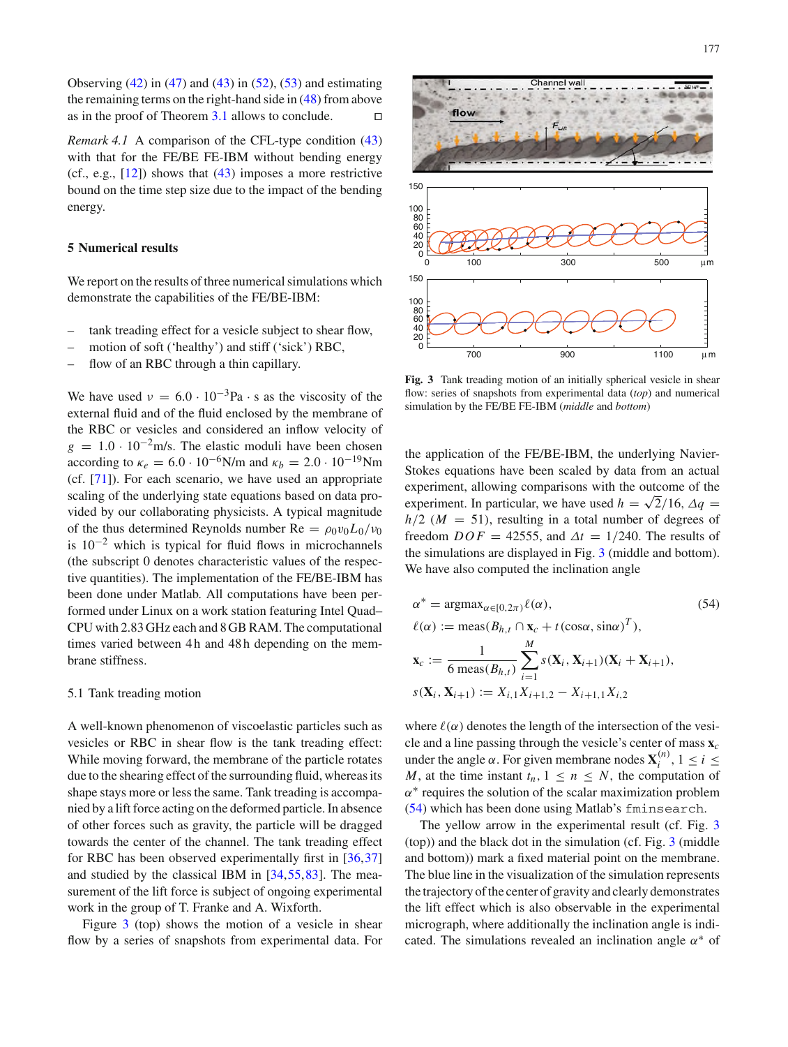Observing (42) in (47) and (43) in (52), (53) and estimating the remaining terms on the right-hand side in (48) from above as in the proof of Theorem 3.1 allows to conclude. □

*Remark 4.1* A comparison of the CFL-type condition (43) with that for the FE/BE FE-IBM without bending energy (cf., e.g., [12]) shows that (43) imposes a more restrictive bound on the time step size due to the impact of the bending energy.

## 5 Numerical results

We report on the results of three numerical simulations which demonstrate the capabilities of the FE/BE-IBM:

- tank treading effect for a vesicle subject to shear flow,
- motion of soft ('healthy') and stiff ('sick') RBC,
- flow of an RBC through a thin capillary.

We have used $\nu = 6.0 \cdot 10^{-3}\text{Pa} \cdot \text{s}$ as the viscosity of the external fluid and of the fluid enclosed by the membrane of the RBC or vesicles and considered an inflow velocity of $g = 1.0 \cdot 10^{-2}\text{m/s}$. The elastic moduli have been chosen according to $\kappa_e = 6.0 \cdot 10^{-6}\text{N/m}$ and $\kappa_b = 2.0 \cdot 10^{-19}\text{Nm}$ (cf. [71]). For each scenario, we have used an appropriate scaling of the underlying state equations based on data provided by our collaborating physicists. A typical magnitude of the thus determined Reynolds number $\text{Re} = \rho_0 v_0 L_0/\nu_0$ is $10^{-2}$ which is typical for fluid flows in microchannels (the subscript 0 denotes characteristic values of the respective quantities). The implementation of the FE/BE-IBM has been done under Matlab. All computations have been performed under Linux on a work station featuring Intel Quad–CPU with 2.83 GHz each and 8 GB RAM. The computational times varied between 4 h and 48 h depending on the membrane stiffness.

### 5.1 Tank treading motion

A well-known phenomenon of viscoelastic particles such as vesicles or RBC in shear flow is the tank treading effect: While moving forward, the membrane of the particle rotates due to the shearing effect of the surrounding fluid, whereas its shape stays more or less the same. Tank treading is accompanied by a lift force acting on the deformed particle. In absence of other forces such as gravity, the particle will be dragged towards the center of the channel. The tank treading effect for RBC has been observed experimentally first in [36,37] and studied by the classical IBM in [34,55,83]. The measurement of the lift force is subject of ongoing experimental work in the group of T. Franke and A. Wixforth.

Figure 3 (top) shows the motion of a vesicle in shear flow by a series of snapshots from experimental data. For the application of the FE/BE-IBM, the underlying Navier-Stokes equations have been scaled by data from an actual experiment, allowing comparisons with the outcome of the experiment. In particular, we have used $h = \sqrt{2}/16$, $\Delta q = h/2$ ($M = 51$), resulting in a total number of degrees of freedom $DOF = 42555$, and $\Delta t = 1/240$. The results of the simulations are displayed in Fig. 3 (middle and bottom). We have also computed the inclination angle

**Fig. 3** Tank treading motion of an initially spherical vesicle in shear flow: series of snapshots from experimental data (*top*) and numerical simulation by the FE/BE FE-IBM (*middle* and *bottom*)

$$
\begin{aligned}
\alpha^* &= \text{argmax}_{\alpha \in [0,2\pi)} \ell(\alpha), \qquad (54)\\
\ell(\alpha) &:= \text{meas}(B_{h,t} \cap \mathbf{x}_c + t(\cos\alpha, \sin\alpha)^T),\\
\mathbf{x}_c &:= \frac{1}{6\,\text{meas}(B_{h,t})} \sum_{i=1}^{M} s(\mathbf{X}_i, \mathbf{X}_{i+1})(\mathbf{X}_i + \mathbf{X}_{i+1}),\\
s(\mathbf{X}_i, \mathbf{X}_{i+1}) &:= X_{i,1}X_{i+1,2} - X_{i+1,1}X_{i,2}
\end{aligned}
$$

where $\ell(\alpha)$ denotes the length of the intersection of the vesicle and a line passing through the vesicle's center of mass $\mathbf{x}_c$ under the angle $\alpha$. For given membrane nodes $\mathbf{X}_i^{(n)}$, $1 \le i \le M$, at the time instant $t_n$, $1 \le n \le N$, the computation of $\alpha^*$ requires the solution of the scalar maximization problem (54) which has been done using Matlab's `fminsearch`.

The yellow arrow in the experimental result (cf. Fig. 3 (top)) and the black dot in the simulation (cf. Fig. 3 (middle and bottom)) mark a fixed material point on the membrane. The blue line in the visualization of the simulation represents the trajectory of the center of gravity and clearly demonstrates the lift effect which is also observable in the experimental micrograph, where additionally the inclination angle is indicated. The simulations revealed an inclination angle $\alpha^*$ of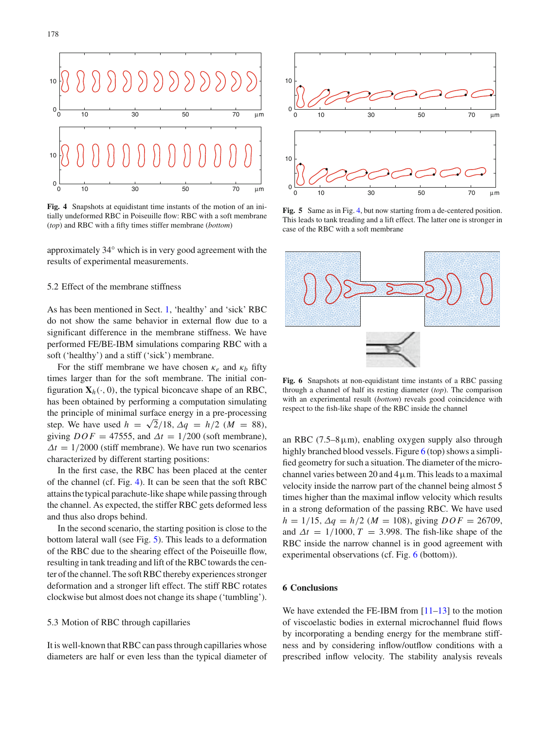**Fig. 4** Snapshots at equidistant time instants of the motion of an initially undeformed RBC in Poiseuille flow: RBC with a soft membrane (*top*) and RBC with a fifty times stiffer membrane (*bottom*)

approximately 34° which is in very good agreement with the results of experimental measurements.

### 5.2 Effect of the membrane stiffness

As has been mentioned in Sect. 1, 'healthy' and 'sick' RBC do not show the same behavior in external flow due to a significant difference in the membrane stiffness. We have performed FE/BE-IBM simulations comparing RBC with a soft ('healthy') and a stiff ('sick') membrane.

For the stiff membrane we have chosen $\kappa_e$ and $\kappa_b$ fifty times larger than for the soft membrane. The initial configuration $\mathbf{X}_h(\cdot, 0)$, the typical biconcave shape of an RBC, has been obtained by performing a computation simulating the principle of minimal surface energy in a pre-processing step. We have used $h = \sqrt{2}/18$, $\Delta q = h/2$ $(M = 88)$, giving $DOF = 47555$, and $\Delta t = 1/200$ (soft membrane), $\Delta t = 1/2000$ (stiff membrane). We have run two scenarios characterized by different starting positions:

In the first case, the RBC has been placed at the center of the channel (cf. Fig. 4). It can be seen that the soft RBC attains the typical parachute-like shape while passing through the channel. As expected, the stiffer RBC gets deformed less and thus also drops behind.

In the second scenario, the starting position is close to the bottom lateral wall (see Fig. 5). This leads to a deformation of the RBC due to the shearing effect of the Poiseuille flow, resulting in tank treading and lift of the RBC towards the center of the channel. The soft RBC thereby experiences stronger deformation and a stronger lift effect. The stiff RBC rotates clockwise but almost does not change its shape ('tumbling').

### 5.3 Motion of RBC through capillaries

It is well-known that RBC can pass through capillaries whose diameters are half or even less than the typical diameter of an RBC (7.5–8 μm), enabling oxygen supply also through highly branched blood vessels. Figure 6 (top) shows a simplified geometry for such a situation. The diameter of the microchannel varies between 20 and 4 μm. This leads to a maximal velocity inside the narrow part of the channel being almost 5 times higher than the maximal inflow velocity which results in a strong deformation of the passing RBC. We have used $h = 1/15$, $\Delta q = h/2$ $(M = 108)$, giving $DOF = 26709$, and $\Delta t = 1/1000$, $T = 3.998$. The fish-like shape of the RBC inside the narrow channel is in good agreement with experimental observations (cf. Fig. 6 (bottom)).

**Fig. 5** Same as in Fig. 4, but now starting from a de-centered position. This leads to tank treading and a lift effect. The latter one is stronger in case of the RBC with a soft membrane

**Fig. 6** Snapshots at non-equidistant time instants of a RBC passing through a channel of half its resting diameter (*top*). The comparison with an experimental result (*bottom*) reveals good coincidence with respect to the fish-like shape of the RBC inside the channel

## 6 Conclusions

We have extended the FE-IBM from [11–13] to the motion of viscoelastic bodies in external microchannel fluid flows by incorporating a bending energy for the membrane stiffness and by considering inflow/outflow conditions with a prescribed inflow velocity. The stability analysis reveals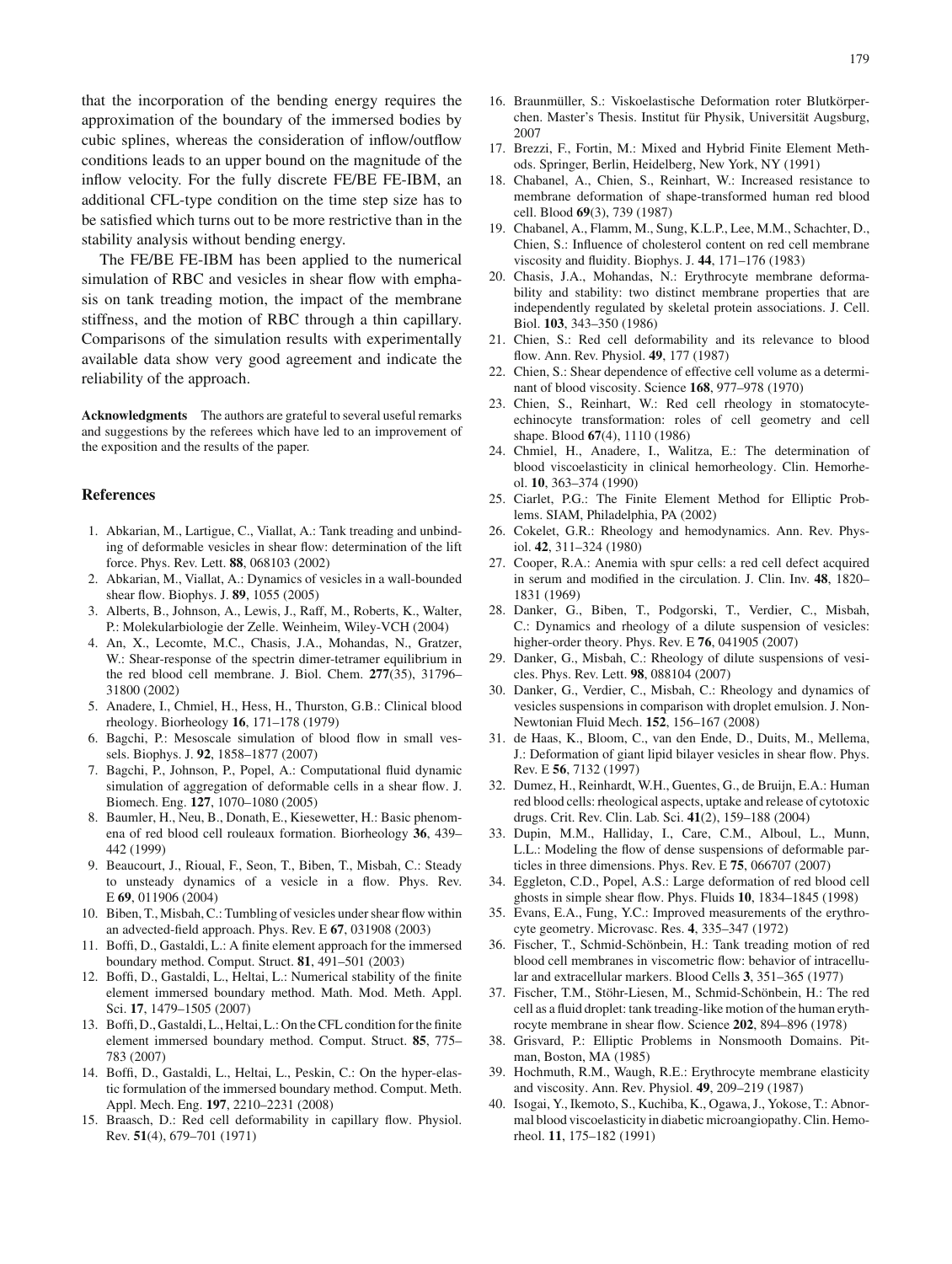that the incorporation of the bending energy requires the approximation of the boundary of the immersed bodies by cubic splines, whereas the consideration of inflow/outflow conditions leads to an upper bound on the magnitude of the inflow velocity. For the fully discrete FE/BE FE-IBM, an additional CFL-type condition on the time step size has to be satisfied which turns out to be more restrictive than in the stability analysis without bending energy.

The FE/BE FE-IBM has been applied to the numerical simulation of RBC and vesicles in shear flow with emphasis on tank treading motion, the impact of the membrane stiffness, and the motion of RBC through a thin capillary. Comparisons of the simulation results with experimentally available data show very good agreement and indicate the reliability of the approach.

**Acknowledgments** The authors are grateful to several useful remarks and suggestions by the referees which have led to an improvement of the exposition and the results of the paper.

## References

1. Abkarian, M., Lartigue, C., Viallat, A.: Tank treading and unbinding of deformable vesicles in shear flow: determination of the lift force. Phys. Rev. Lett. **88**, 068103 (2002)
2. Abkarian, M., Viallat, A.: Dynamics of vesicles in a wall-bounded shear flow. Biophys. J. **89**, 1055 (2005)
3. Alberts, B., Johnson, A., Lewis, J., Raff, M., Roberts, K., Walter, P.: Molekularbiologie der Zelle. Weinheim, Wiley-VCH (2004)
4. An, X., Lecomte, M.C., Chasis, J.A., Mohandas, N., Gratzer, W.: Shear-response of the spectrin dimer-tetramer equilibrium in the red blood cell membrane. J. Biol. Chem. **277**(35), 31796–31800 (2002)
5. Anadere, I., Chmiel, H., Hess, H., Thurston, G.B.: Clinical blood rheology. Biorheology **16**, 171–178 (1979)
6. Bagchi, P.: Mesoscale simulation of blood flow in small vessels. Biophys. J. **92**, 1858–1877 (2007)
7. Bagchi, P., Johnson, P., Popel, A.: Computational fluid dynamic simulation of aggregation of deformable cells in a shear flow. J. Biomech. Eng. **127**, 1070–1080 (2005)
8. Baumler, H., Neu, B., Donath, E., Kiesewetter, H.: Basic phenomena of red blood cell rouleaux formation. Biorheology **36**, 439–442 (1999)
9. Beaucourt, J., Rioual, F., Seon, T., Biben, T., Misbah, C.: Steady to unsteady dynamics of a vesicle in a flow. Phys. Rev. E **69**, 011906 (2004)
10. Biben, T., Misbah, C.: Tumbling of vesicles under shear flow within an advected-field approach. Phys. Rev. E **67**, 031908 (2003)
11. Boffi, D., Gastaldi, L.: A finite element approach for the immersed boundary method. Comput. Struct. **81**, 491–501 (2003)
12. Boffi, D., Gastaldi, L., Heltai, L.: Numerical stability of the finite element immersed boundary method. Math. Mod. Meth. Appl. Sci. **17**, 1479–1505 (2007)
13. Boffi, D., Gastaldi, L., Heltai, L.: On the CFL condition for the finite element immersed boundary method. Comput. Struct. **85**, 775–783 (2007)
14. Boffi, D., Gastaldi, L., Heltai, L., Peskin, C.: On the hyper-elastic formulation of the immersed boundary method. Comput. Meth. Appl. Mech. Eng. **197**, 2210–2231 (2008)
15. Braasch, D.: Red cell deformability in capillary flow. Physiol. Rev. **51**(4), 679–701 (1971)
16. Braunmüller, S.: Viskoelastische Deformation roter Blutkörperchen. Master's Thesis. Institut für Physik, Universität Augsburg, 2007
17. Brezzi, F., Fortin, M.: Mixed and Hybrid Finite Element Methods. Springer, Berlin, Heidelberg, New York, NY (1991)
18. Chabanel, A., Chien, S., Reinhart, W.: Increased resistance to membrane deformation of shape-transformed human red blood cell. Blood **69**(3), 739 (1987)
19. Chabanel, A., Flamm, M., Sung, K.L.P., Lee, M.M., Schachter, D., Chien, S.: Influence of cholesterol content on red cell membrane viscosity and fluidity. Biophys. J. **44**, 171–176 (1983)
20. Chasis, J.A., Mohandas, N.: Erythrocyte membrane deformability and stability: two distinct membrane properties that are independently regulated by skeletal protein associations. J. Cell. Biol. **103**, 343–350 (1986)
21. Chien, S.: Red cell deformability and its relevance to blood flow. Ann. Rev. Physiol. **49**, 177 (1987)
22. Chien, S.: Shear dependence of effective cell volume as a determinant of blood viscosity. Science **168**, 977–978 (1970)
23. Chien, S., Reinhart, W.: Red cell rheology in stomatocyte-echinocyte transformation: roles of cell geometry and cell shape. Blood **67**(4), 1110 (1986)
24. Chmiel, H., Anadere, I., Walitza, E.: The determination of blood viscoelasticity in clinical hemorheology. Clin. Hemorheol. **10**, 363–374 (1990)
25. Ciarlet, P.G.: The Finite Element Method for Elliptic Problems. SIAM, Philadelphia, PA (2002)
26. Cokelet, G.R.: Rheology and hemodynamics. Ann. Rev. Physiol. **42**, 311–324 (1980)
27. Cooper, R.A.: Anemia with spur cells: a red cell defect acquired in serum and modified in the circulation. J. Clin. Inv. **48**, 1820–1831 (1969)
28. Danker, G., Biben, T., Podgorski, T., Verdier, C., Misbah, C.: Dynamics and rheology of a dilute suspension of vesicles: higher-order theory. Phys. Rev. E **76**, 041905 (2007)
29. Danker, G., Misbah, C.: Rheology of dilute suspensions of vesicles. Phys. Rev. Lett. **98**, 088104 (2007)
30. Danker, G., Verdier, C., Misbah, C.: Rheology and dynamics of vesicles suspensions in comparison with droplet emulsion. J. Non-Newtonian Fluid Mech. **152**, 156–167 (2008)
31. de Haas, K., Bloom, C., van den Ende, D., Duits, M., Mellema, J.: Deformation of giant lipid bilayer vesicles in shear flow. Phys. Rev. E **56**, 7132 (1997)
32. Dumez, H., Reinhardt, W.H., Guentes, G., de Bruijn, E.A.: Human red blood cells: rheological aspects, uptake and release of cytotoxic drugs. Crit. Rev. Clin. Lab. Sci. **41**(2), 159–188 (2004)
33. Dupin, M.M., Halliday, I., Care, C.M., Alboul, L., Munn, L.L.: Modeling the flow of dense suspensions of deformable particles in three dimensions. Phys. Rev. E **75**, 066707 (2007)
34. Eggleton, C.D., Popel, A.S.: Large deformation of red blood cell ghosts in simple shear flow. Phys. Fluids **10**, 1834–1845 (1998)
35. Evans, E.A., Fung, Y.C.: Improved measurements of the erythrocyte geometry. Microvasc. Res. **4**, 335–347 (1972)
36. Fischer, T., Schmid-Schönbein, H.: Tank treading motion of red blood cell membranes in viscometric flow: behavior of intracellular and extracellular markers. Blood Cells **3**, 351–365 (1977)
37. Fischer, T.M., Stöhr-Liesen, M., Schmid-Schönbein, H.: The red cell as a fluid droplet: tank treading-like motion of the human erythrocyte membrane in shear flow. Science **202**, 894–896 (1978)
38. Grisvard, P.: Elliptic Problems in Nonsmooth Domains. Pitman, Boston, MA (1985)
39. Hochmuth, R.M., Waugh, R.E.: Erythrocyte membrane elasticity and viscosity. Ann. Rev. Physiol. **49**, 209–219 (1987)
40. Isogai, Y., Ikemoto, S., Kuchiba, K., Ogawa, J., Yokose, T.: Abnormal blood viscoelasticity in diabetic microangiopathy. Clin. Hemorheol. **11**, 175–182 (1991)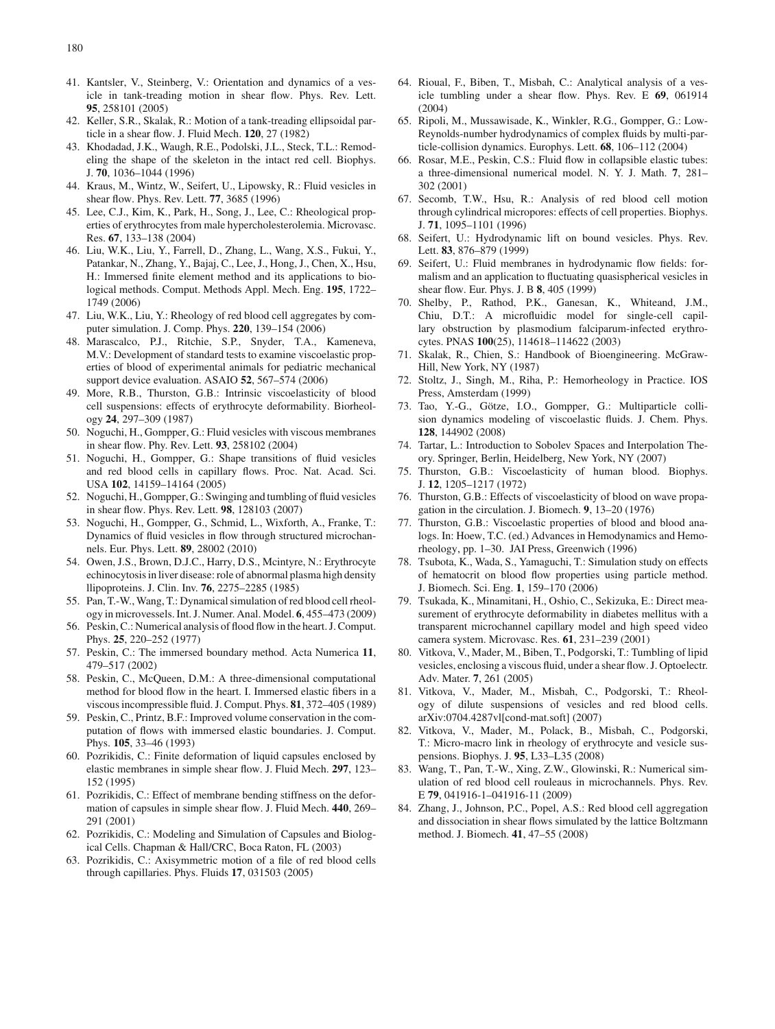41. Kantsler, V., Steinberg, V.: Orientation and dynamics of a vesicle in tank-treading motion in shear flow. Phys. Rev. Lett. **95**, 258101 (2005)
42. Keller, S.R., Skalak, R.: Motion of a tank-treading ellipsoidal particle in a shear flow. J. Fluid Mech. **120**, 27 (1982)
43. Khodadad, J.K., Waugh, R.E., Podolski, J.L., Steck, T.L.: Remodeling the shape of the skeleton in the intact red cell. Biophys. J. **70**, 1036–1044 (1996)
44. Kraus, M., Wintz, W., Seifert, U., Lipowsky, R.: Fluid vesicles in shear flow. Phys. Rev. Lett. **77**, 3685 (1996)
45. Lee, C.J., Kim, K., Park, H., Song, J., Lee, C.: Rheological properties of erythrocytes from male hypercholesterolemia. Microvasc. Res. **67**, 133–138 (2004)
46. Liu, W.K., Liu, Y., Farrell, D., Zhang, L., Wang, X.S., Fukui, Y., Patankar, N., Zhang, Y., Bajaj, C., Lee, J., Hong, J., Chen, X., Hsu, H.: Immersed finite element method and its applications to biological methods. Comput. Methods Appl. Mech. Eng. **195**, 1722–1749 (2006)
47. Liu, W.K., Liu, Y.: Rheology of red blood cell aggregates by computer simulation. J. Comp. Phys. **220**, 139–154 (2006)
48. Marascalco, P.J., Ritchie, S.P., Snyder, T.A., Kameneva, M.V.: Development of standard tests to examine viscoelastic properties of blood of experimental animals for pediatric mechanical support device evaluation. ASAIO **52**, 567–574 (2006)
49. More, R.B., Thurston, G.B.: Intrinsic viscoelasticity of blood cell suspensions: effects of erythrocyte deformability. Biorheology **24**, 297–309 (1987)
50. Noguchi, H., Gompper, G.: Fluid vesicles with viscous membranes in shear flow. Phy. Rev. Lett. **93**, 258102 (2004)
51. Noguchi, H., Gompper, G.: Shape transitions of fluid vesicles and red blood cells in capillary flows. Proc. Nat. Acad. Sci. USA **102**, 14159–14164 (2005)
52. Noguchi, H., Gompper, G.: Swinging and tumbling of fluid vesicles in shear flow. Phys. Rev. Lett. **98**, 128103 (2007)
53. Noguchi, H., Gompper, G., Schmid, L., Wixforth, A., Franke, T.: Dynamics of fluid vesicles in flow through structured microchannels. Eur. Phys. Lett. **89**, 28002 (2010)
54. Owen, J.S., Brown, D.J.C., Harry, D.S., Mcintyre, N.: Erythrocyte echinocytosis in liver disease: role of abnormal plasma high density llipoproteins. J. Clin. Inv. **76**, 2275–2285 (1985)
55. Pan, T.-W., Wang, T.: Dynamical simulation of red blood cell rheology in microvessels. Int. J. Numer. Anal. Model. **6**, 455–473 (2009)
56. Peskin, C.: Numerical analysis of flood flow in the heart. J. Comput. Phys. **25**, 220–252 (1977)
57. Peskin, C.: The immersed boundary method. Acta Numerica **11**, 479–517 (2002)
58. Peskin, C., McQueen, D.M.: A three-dimensional computational method for blood flow in the heart. I. Immersed elastic fibers in a viscous incompressible fluid. J. Comput. Phys. **81**, 372–405 (1989)
59. Peskin, C., Printz, B.F.: Improved volume conservation in the computation of flows with immersed elastic boundaries. J. Comput. Phys. **105**, 33–46 (1993)
60. Pozrikidis, C.: Finite deformation of liquid capsules enclosed by elastic membranes in simple shear flow. J. Fluid Mech. **297**, 123–152 (1995)
61. Pozrikidis, C.: Effect of membrane bending stiffness on the deformation of capsules in simple shear flow. J. Fluid Mech. **440**, 269–291 (2001)
62. Pozrikidis, C.: Modeling and Simulation of Capsules and Biological Cells. Chapman & Hall/CRC, Boca Raton, FL (2003)
63. Pozrikidis, C.: Axisymmetric motion of a file of red blood cells through capillaries. Phys. Fluids **17**, 031503 (2005)
64. Rioual, F., Biben, T., Misbah, C.: Analytical analysis of a vesicle tumbling under a shear flow. Phys. Rev. E **69**, 061914 (2004)
65. Ripoli, M., Mussawisade, K., Winkler, R.G., Gompper, G.: Low-Reynolds-number hydrodynamics of complex fluids by multi-particle-collision dynamics. Europhys. Lett. **68**, 106–112 (2004)
66. Rosar, M.E., Peskin, C.S.: Fluid flow in collapsible elastic tubes: a three-dimensional numerical model. N. Y. J. Math. **7**, 281–302 (2001)
67. Secomb, T.W., Hsu, R.: Analysis of red blood cell motion through cylindrical micropores: effects of cell properties. Biophys. J. **71**, 1095–1101 (1996)
68. Seifert, U.: Hydrodynamic lift on bound vesicles. Phys. Rev. Lett. **83**, 876–879 (1999)
69. Seifert, U.: Fluid membranes in hydrodynamic flow fields: formalism and an application to fluctuating quasispherical vesicles in shear flow. Eur. Phys. J. B **8**, 405 (1999)
70. Shelby, P., Rathod, P.K., Ganesan, K., Whiteand, J.M., Chiu, D.T.: A microfluidic model for single-cell capillary obstruction by plasmodium falciparum-infected erythrocytes. PNAS **100**(25), 114618–114622 (2003)
71. Skalak, R., Chien, S.: Handbook of Bioengineering. McGraw-Hill, New York, NY (1987)
72. Stoltz, J., Singh, M., Riha, P.: Hemorheology in Practice. IOS Press, Amsterdam (1999)
73. Tao, Y.-G., Götze, I.O., Gompper, G.: Multiparticle collision dynamics modeling of viscoelastic fluids. J. Chem. Phys. **128**, 144902 (2008)
74. Tartar, L.: Introduction to Sobolev Spaces and Interpolation Theory. Springer, Berlin, Heidelberg, New York, NY (2007)
75. Thurston, G.B.: Viscoelasticity of human blood. Biophys. J. **12**, 1205–1217 (1972)
76. Thurston, G.B.: Effects of viscoelasticity of blood on wave propagation in the circulation. J. Biomech. **9**, 13–20 (1976)
77. Thurston, G.B.: Viscoelastic properties of blood and blood analogs. In: Hoew, T.C. (ed.) Advances in Hemodynamics and Hemorheology, pp. 1–30. JAI Press, Greenwich (1996)
78. Tsubota, K., Wada, S., Yamaguchi, T.: Simulation study on effects of hematocrit on blood flow properties using particle method. J. Biomech. Sci. Eng. **1**, 159–170 (2006)
79. Tsukada, K., Minamitani, H., Oshio, C., Sekizuka, E.: Direct measurement of erythrocyte deformability in diabetes mellitus with a transparent microchannel capillary model and high speed video camera system. Microvasc. Res. **61**, 231–239 (2001)
80. Vitkova, V., Mader, M., Biben, T., Podgorski, T.: Tumbling of lipid vesicles, enclosing a viscous fluid, under a shear flow. J. Optoelectr. Adv. Mater. **7**, 261 (2005)
81. Vitkova, V., Mader, M., Misbah, C., Podgorski, T.: Rheology of dilute suspensions of vesicles and red blood cells. arXiv:0704.4287vl[cond-mat.soft] (2007)
82. Vitkova, V., Mader, M., Polack, B., Misbah, C., Podgorski, T.: Micro-macro link in rheology of erythrocyte and vesicle suspensions. Biophys. J. **95**, L33–L35 (2008)
83. Wang, T., Pan, T.-W., Xing, Z.W., Glowinski, R.: Numerical simulation of red blood cell rouleaus in microchannels. Phys. Rev. E **79**, 041916-1–041916-11 (2009)
84. Zhang, J., Johnson, P.C., Popel, A.S.: Red blood cell aggregation and dissociation in shear flows simulated by the lattice Boltzmann method. J. Biomech. **41**, 47–55 (2008)